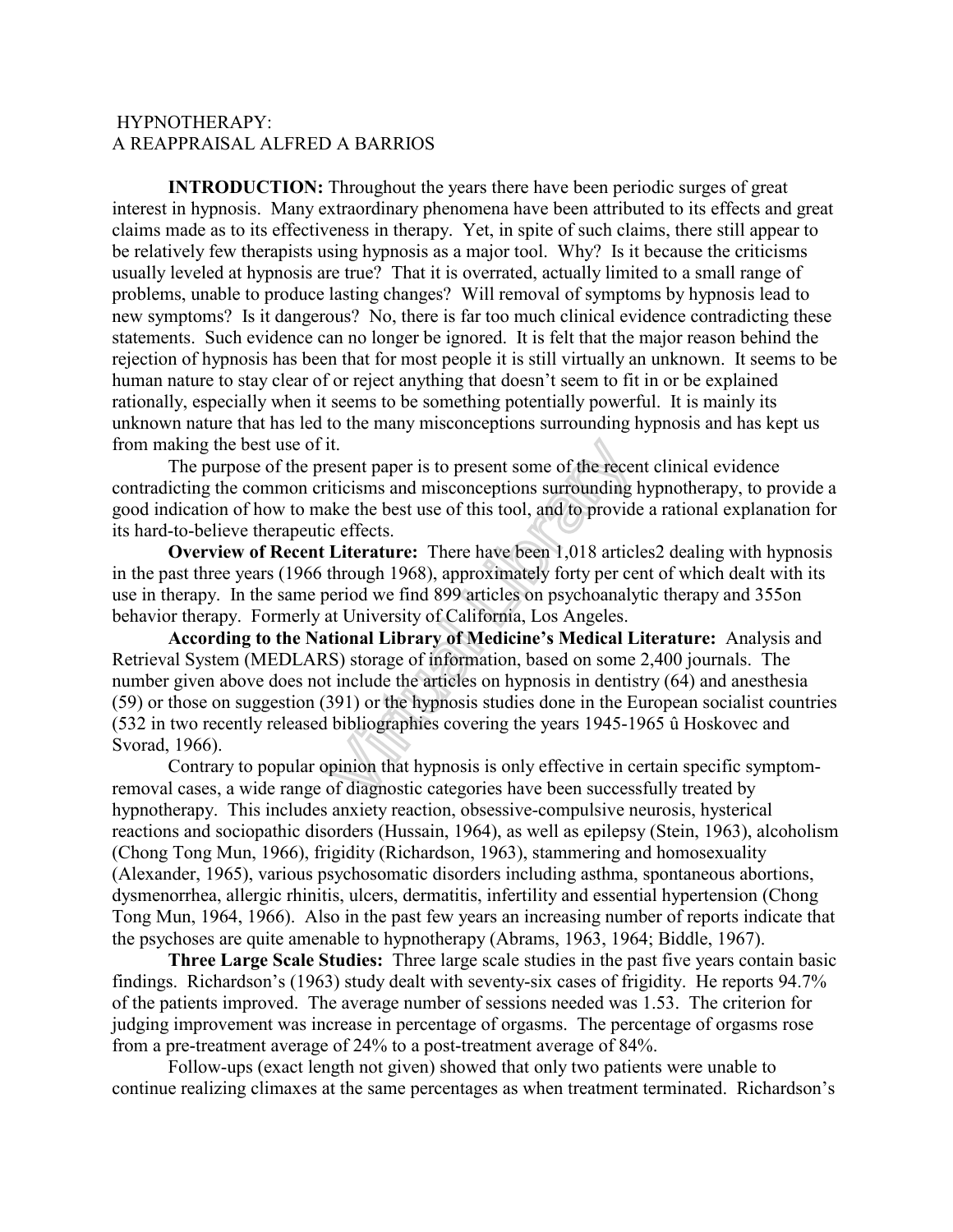HYPNOTHERAPY:
A REAPPRAISAL ALFRED A BARRIOS

**INTRODUCTION:** Throughout the years there have been periodic surges of great interest in hypnosis. Many extraordinary phenomena have been attributed to its effects and great claims made as to its effectiveness in therapy. Yet, in spite of such claims, there still appear to be relatively few therapists using hypnosis as a major tool. Why? Is it because the criticisms usually leveled at hypnosis are true? That it is overrated, actually limited to a small range of problems, unable to produce lasting changes? Will removal of symptoms by hypnosis lead to new symptoms? Is it dangerous? No, there is far too much clinical evidence contradicting these statements. Such evidence can no longer be ignored. It is felt that the major reason behind the rejection of hypnosis has been that for most people it is still virtually an unknown. It seems to be human nature to stay clear of or reject anything that doesn't seem to fit in or be explained rationally, especially when it seems to be something potentially powerful. It is mainly its unknown nature that has led to the many misconceptions surrounding hypnosis and has kept us from making the best use of it.

The purpose of the present paper is to present some of the recent clinical evidence contradicting the common criticisms and misconceptions surrounding hypnotherapy, to provide a good indication of how to make the best use of this tool, and to provide a rational explanation for its hard-to-believe therapeutic effects.

**Overview of Recent Literature:** There have been 1,018 articles2 dealing with hypnosis in the past three years (1966 through 1968), approximately forty per cent of which dealt with its use in therapy. In the same period we find 899 articles on psychoanalytic therapy and 355on behavior therapy. Formerly at University of California, Los Angeles.

**According to the National Library of Medicine's Medical Literature:** Analysis and Retrieval System (MEDLARS) storage of information, based on some 2,400 journals. The number given above does not include the articles on hypnosis in dentistry (64) and anesthesia (59) or those on suggestion (391) or the hypnosis studies done in the European socialist countries (532 in two recently released bibliographies covering the years 1945-1965 û Hoskovec and Svorad, 1966).

Contrary to popular opinion that hypnosis is only effective in certain specific symptom-removal cases, a wide range of diagnostic categories have been successfully treated by hypnotherapy. This includes anxiety reaction, obsessive-compulsive neurosis, hysterical reactions and sociopathic disorders (Hussain, 1964), as well as epilepsy (Stein, 1963), alcoholism (Chong Tong Mun, 1966), frigidity (Richardson, 1963), stammering and homosexuality (Alexander, 1965), various psychosomatic disorders including asthma, spontaneous abortions, dysmenorrhea, allergic rhinitis, ulcers, dermatitis, infertility and essential hypertension (Chong Tong Mun, 1964, 1966). Also in the past few years an increasing number of reports indicate that the psychoses are quite amenable to hypnotherapy (Abrams, 1963, 1964; Biddle, 1967).

**Three Large Scale Studies:** Three large scale studies in the past five years contain basic findings. Richardson's (1963) study dealt with seventy-six cases of frigidity. He reports 94.7% of the patients improved. The average number of sessions needed was 1.53. The criterion for judging improvement was increase in percentage of orgasms. The percentage of orgasms rose from a pre-treatment average of 24% to a post-treatment average of 84%.

Follow-ups (exact length not given) showed that only two patients were unable to continue realizing climaxes at the same percentages as when treatment terminated. Richardson's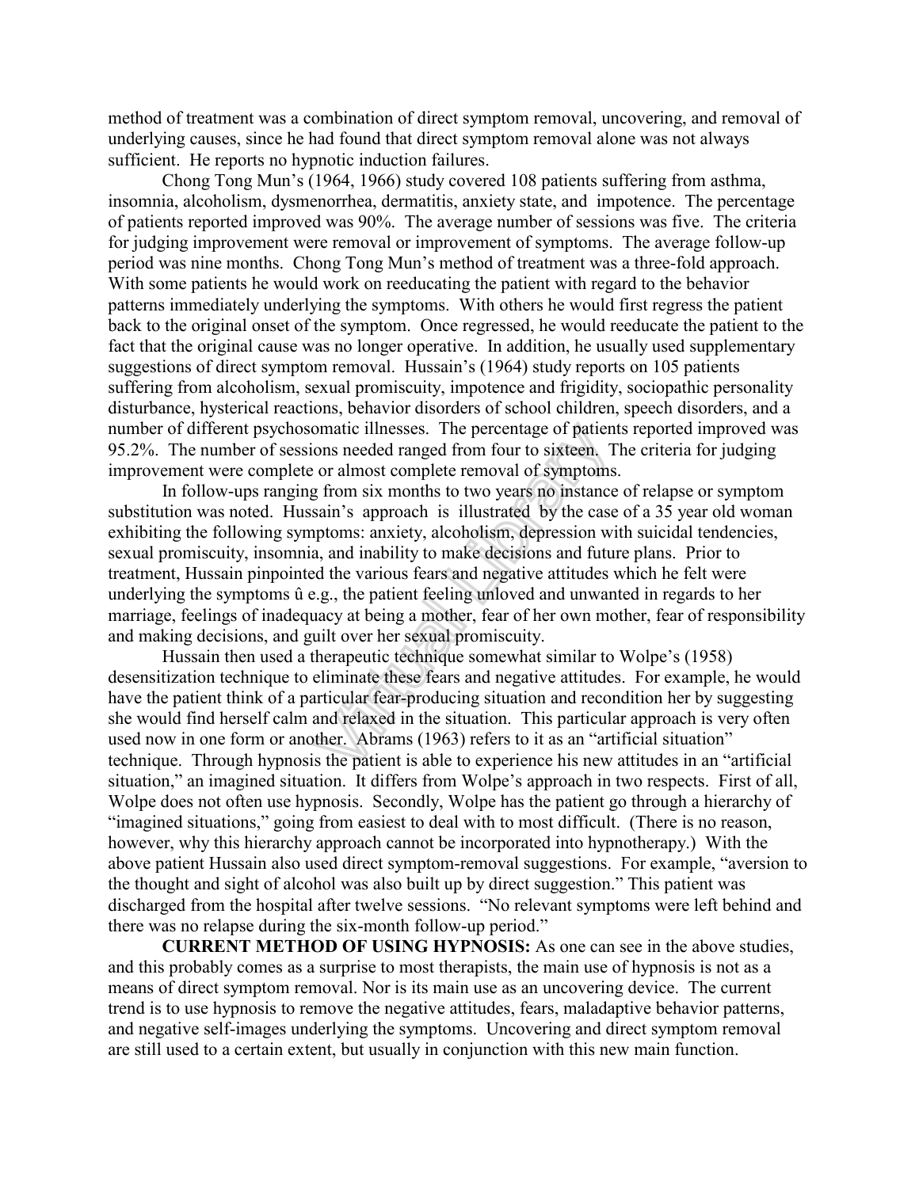method of treatment was a combination of direct symptom removal, uncovering, and removal of underlying causes, since he had found that direct symptom removal alone was not always sufficient. He reports no hypnotic induction failures.

Chong Tong Mun's (1964, 1966) study covered 108 patients suffering from asthma, insomnia, alcoholism, dysmenorrhea, dermatitis, anxiety state, and impotence. The percentage of patients reported improved was 90%. The average number of sessions was five. The criteria for judging improvement were removal or improvement of symptoms. The average follow-up period was nine months. Chong Tong Mun's method of treatment was a three-fold approach. With some patients he would work on reeducating the patient with regard to the behavior patterns immediately underlying the symptoms. With others he would first regress the patient back to the original onset of the symptom. Once regressed, he would reeducate the patient to the fact that the original cause was no longer operative. In addition, he usually used supplementary suggestions of direct symptom removal. Hussain's (1964) study reports on 105 patients suffering from alcoholism, sexual promiscuity, impotence and frigidity, sociopathic personality disturbance, hysterical reactions, behavior disorders of school children, speech disorders, and a number of different psychosomatic illnesses. The percentage of patients reported improved was 95.2%. The number of sessions needed ranged from four to sixteen. The criteria for judging improvement were complete or almost complete removal of symptoms.

In follow-ups ranging from six months to two years no instance of relapse or symptom substitution was noted. Hussain's approach is illustrated by the case of a 35 year old woman exhibiting the following symptoms: anxiety, alcoholism, depression with suicidal tendencies, sexual promiscuity, insomnia, and inability to make decisions and future plans. Prior to treatment, Hussain pinpointed the various fears and negative attitudes which he felt were underlying the symptoms û e.g., the patient feeling unloved and unwanted in regards to her marriage, feelings of inadequacy at being a mother, fear of her own mother, fear of responsibility and making decisions, and guilt over her sexual promiscuity.

Hussain then used a therapeutic technique somewhat similar to Wolpe's (1958) desensitization technique to eliminate these fears and negative attitudes. For example, he would have the patient think of a particular fear-producing situation and recondition her by suggesting she would find herself calm and relaxed in the situation. This particular approach is very often used now in one form or another. Abrams (1963) refers to it as an "artificial situation" technique. Through hypnosis the patient is able to experience his new attitudes in an "artificial situation," an imagined situation. It differs from Wolpe's approach in two respects. First of all, Wolpe does not often use hypnosis. Secondly, Wolpe has the patient go through a hierarchy of "imagined situations," going from easiest to deal with to most difficult. (There is no reason, however, why this hierarchy approach cannot be incorporated into hypnotherapy.) With the above patient Hussain also used direct symptom-removal suggestions. For example, "aversion to the thought and sight of alcohol was also built up by direct suggestion." This patient was discharged from the hospital after twelve sessions. "No relevant symptoms were left behind and there was no relapse during the six-month follow-up period."

**CURRENT METHOD OF USING HYPNOSIS:** As one can see in the above studies, and this probably comes as a surprise to most therapists, the main use of hypnosis is not as a means of direct symptom removal. Nor is its main use as an uncovering device. The current trend is to use hypnosis to remove the negative attitudes, fears, maladaptive behavior patterns, and negative self-images underlying the symptoms. Uncovering and direct symptom removal are still used to a certain extent, but usually in conjunction with this new main function.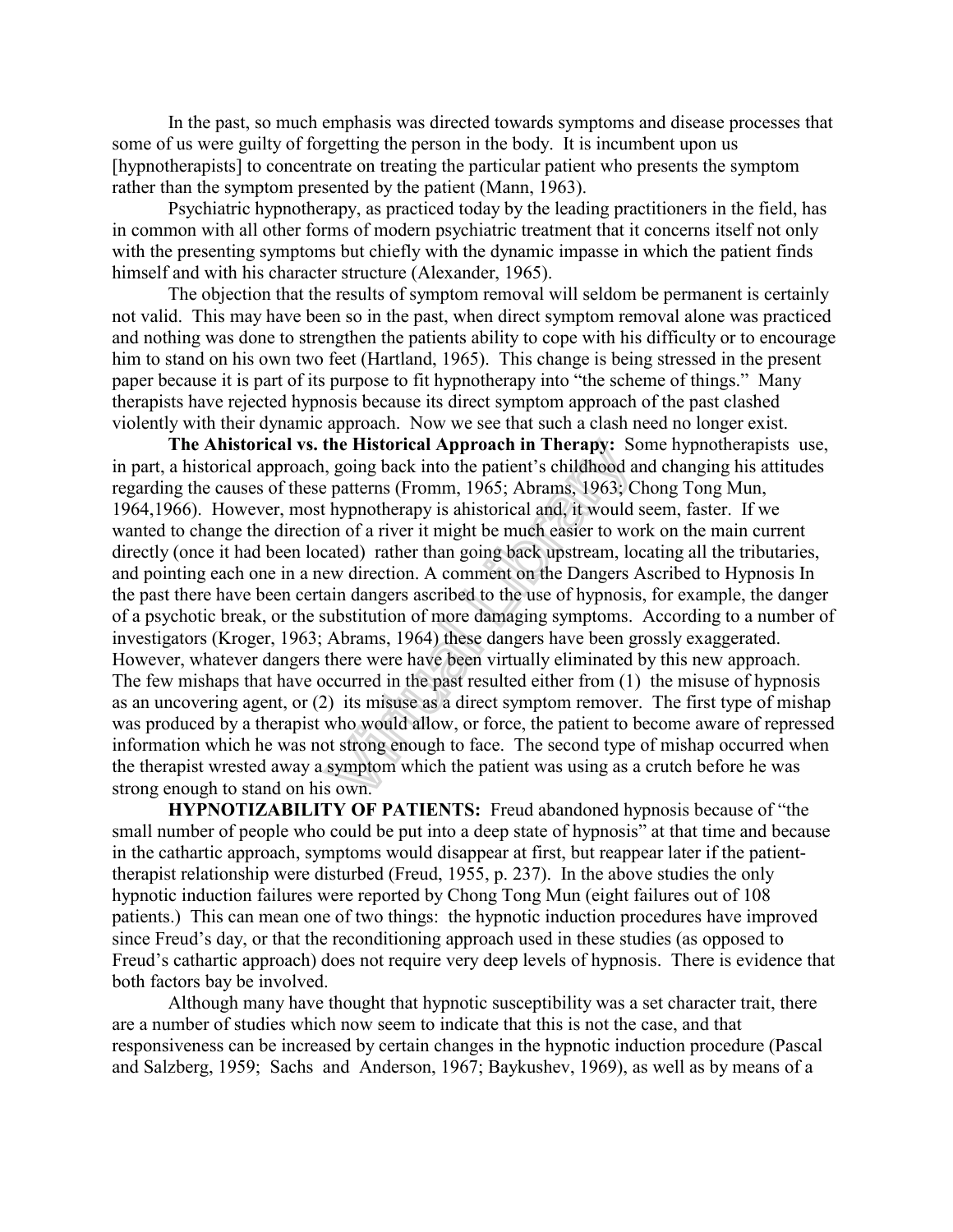In the past, so much emphasis was directed towards symptoms and disease processes that some of us were guilty of forgetting the person in the body. It is incumbent upon us [hypnotherapists] to concentrate on treating the particular patient who presents the symptom rather than the symptom presented by the patient (Mann, 1963).

Psychiatric hypnotherapy, as practiced today by the leading practitioners in the field, has in common with all other forms of modern psychiatric treatment that it concerns itself not only with the presenting symptoms but chiefly with the dynamic impasse in which the patient finds himself and with his character structure (Alexander, 1965).

The objection that the results of symptom removal will seldom be permanent is certainly not valid. This may have been so in the past, when direct symptom removal alone was practiced and nothing was done to strengthen the patients ability to cope with his difficulty or to encourage him to stand on his own two feet (Hartland, 1965). This change is being stressed in the present paper because it is part of its purpose to fit hypnotherapy into "the scheme of things." Many therapists have rejected hypnosis because its direct symptom approach of the past clashed violently with their dynamic approach. Now we see that such a clash need no longer exist.

**The Ahistorical vs. the Historical Approach in Therapy:** Some hypnotherapists use, in part, a historical approach, going back into the patient's childhood and changing his attitudes regarding the causes of these patterns (Fromm, 1965; Abrams, 1963; Chong Tong Mun, 1964,1966). However, most hypnotherapy is ahistorical and, it would seem, faster. If we wanted to change the direction of a river it might be much easier to work on the main current directly (once it had been located) rather than going back upstream, locating all the tributaries, and pointing each one in a new direction. A comment on the Dangers Ascribed to Hypnosis In the past there have been certain dangers ascribed to the use of hypnosis, for example, the danger of a psychotic break, or the substitution of more damaging symptoms. According to a number of investigators (Kroger, 1963; Abrams, 1964) these dangers have been grossly exaggerated. However, whatever dangers there were have been virtually eliminated by this new approach. The few mishaps that have occurred in the past resulted either from (1) the misuse of hypnosis as an uncovering agent, or (2) its misuse as a direct symptom remover. The first type of mishap was produced by a therapist who would allow, or force, the patient to become aware of repressed information which he was not strong enough to face. The second type of mishap occurred when the therapist wrested away a symptom which the patient was using as a crutch before he was strong enough to stand on his own.

**HYPNOTIZABILITY OF PATIENTS:** Freud abandoned hypnosis because of "the small number of people who could be put into a deep state of hypnosis" at that time and because in the cathartic approach, symptoms would disappear at first, but reappear later if the patient-therapist relationship were disturbed (Freud, 1955, p. 237). In the above studies the only hypnotic induction failures were reported by Chong Tong Mun (eight failures out of 108 patients.) This can mean one of two things: the hypnotic induction procedures have improved since Freud's day, or that the reconditioning approach used in these studies (as opposed to Freud's cathartic approach) does not require very deep levels of hypnosis. There is evidence that both factors bay be involved.

Although many have thought that hypnotic susceptibility was a set character trait, there are a number of studies which now seem to indicate that this is not the case, and that responsiveness can be increased by certain changes in the hypnotic induction procedure (Pascal and Salzberg, 1959; Sachs and Anderson, 1967; Baykushev, 1969), as well as by means of a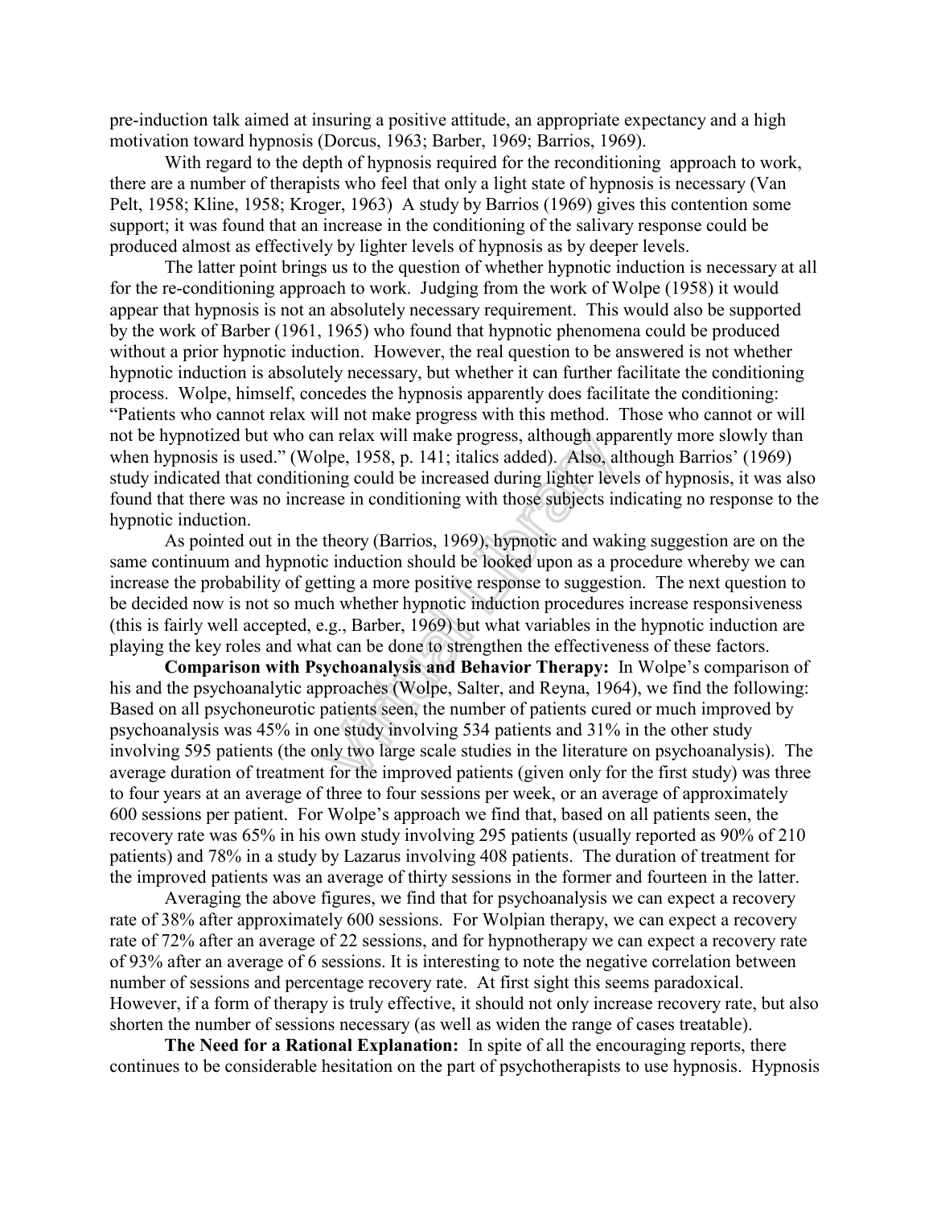pre-induction talk aimed at insuring a positive attitude, an appropriate expectancy and a high motivation toward hypnosis (Dorcus, 1963; Barber, 1969; Barrios, 1969).

With regard to the depth of hypnosis required for the reconditioning approach to work, there are a number of therapists who feel that only a light state of hypnosis is necessary (Van Pelt, 1958; Kline, 1958; Kroger, 1963) A study by Barrios (1969) gives this contention some support; it was found that an increase in the conditioning of the salivary response could be produced almost as effectively by lighter levels of hypnosis as by deeper levels.

The latter point brings us to the question of whether hypnotic induction is necessary at all for the re-conditioning approach to work. Judging from the work of Wolpe (1958) it would appear that hypnosis is not an absolutely necessary requirement. This would also be supported by the work of Barber (1961, 1965) who found that hypnotic phenomena could be produced without a prior hypnotic induction. However, the real question to be answered is not whether hypnotic induction is absolutely necessary, but whether it can further facilitate the conditioning process. Wolpe, himself, concedes the hypnosis apparently does facilitate the conditioning: "Patients who cannot relax will not make progress with this method. Those who cannot or will not be hypnotized but who can relax will make progress, although apparently more slowly than when hypnosis is used." (Wolpe, 1958, p. 141; italics added). Also, although Barrios' (1969) study indicated that conditioning could be increased during lighter levels of hypnosis, it was also found that there was no increase in conditioning with those subjects indicating no response to the hypnotic induction.

As pointed out in the theory (Barrios, 1969), hypnotic and waking suggestion are on the same continuum and hypnotic induction should be looked upon as a procedure whereby we can increase the probability of getting a more positive response to suggestion. The next question to be decided now is not so much whether hypnotic induction procedures increase responsiveness (this is fairly well accepted, e.g., Barber, 1969) but what variables in the hypnotic induction are playing the key roles and what can be done to strengthen the effectiveness of these factors.

**Comparison with Psychoanalysis and Behavior Therapy:** In Wolpe's comparison of his and the psychoanalytic approaches (Wolpe, Salter, and Reyna, 1964), we find the following: Based on all psychoneurotic patients seen, the number of patients cured or much improved by psychoanalysis was 45% in one study involving 534 patients and 31% in the other study involving 595 patients (the only two large scale studies in the literature on psychoanalysis). The average duration of treatment for the improved patients (given only for the first study) was three to four years at an average of three to four sessions per week, or an average of approximately 600 sessions per patient. For Wolpe's approach we find that, based on all patients seen, the recovery rate was 65% in his own study involving 295 patients (usually reported as 90% of 210 patients) and 78% in a study by Lazarus involving 408 patients. The duration of treatment for the improved patients was an average of thirty sessions in the former and fourteen in the latter.

Averaging the above figures, we find that for psychoanalysis we can expect a recovery rate of 38% after approximately 600 sessions. For Wolpian therapy, we can expect a recovery rate of 72% after an average of 22 sessions, and for hypnotherapy we can expect a recovery rate of 93% after an average of 6 sessions. It is interesting to note the negative correlation between number of sessions and percentage recovery rate. At first sight this seems paradoxical. However, if a form of therapy is truly effective, it should not only increase recovery rate, but also shorten the number of sessions necessary (as well as widen the range of cases treatable).

**The Need for a Rational Explanation:** In spite of all the encouraging reports, there continues to be considerable hesitation on the part of psychotherapists to use hypnosis. Hypnosis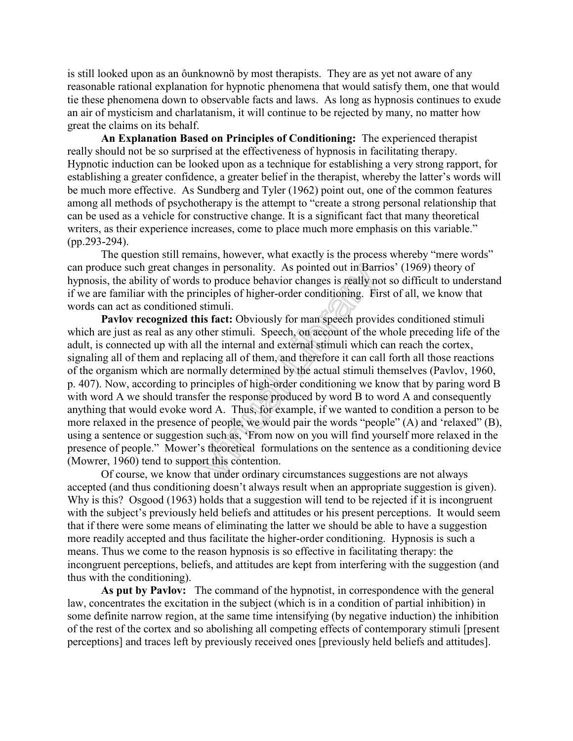is still looked upon as an ôunknownö by most therapists. They are as yet not aware of any reasonable rational explanation for hypnotic phenomena that would satisfy them, one that would tie these phenomena down to observable facts and laws. As long as hypnosis continues to exude an air of mysticism and charlatanism, it will continue to be rejected by many, no matter how great the claims on its behalf.

**An Explanation Based on Principles of Conditioning:** The experienced therapist really should not be so surprised at the effectiveness of hypnosis in facilitating therapy. Hypnotic induction can be looked upon as a technique for establishing a very strong rapport, for establishing a greater confidence, a greater belief in the therapist, whereby the latter's words will be much more effective. As Sundberg and Tyler (1962) point out, one of the common features among all methods of psychotherapy is the attempt to "create a strong personal relationship that can be used as a vehicle for constructive change. It is a significant fact that many theoretical writers, as their experience increases, come to place much more emphasis on this variable." (pp.293-294).

The question still remains, however, what exactly is the process whereby "mere words" can produce such great changes in personality. As pointed out in Barrios' (1969) theory of hypnosis, the ability of words to produce behavior changes is really not so difficult to understand if we are familiar with the principles of higher-order conditioning. First of all, we know that words can act as conditioned stimuli.

**Pavlov recognized this fact:** Obviously for man speech provides conditioned stimuli which are just as real as any other stimuli. Speech, on account of the whole preceding life of the adult, is connected up with all the internal and external stimuli which can reach the cortex, signaling all of them and replacing all of them, and therefore it can call forth all those reactions of the organism which are normally determined by the actual stimuli themselves (Pavlov, 1960, p. 407). Now, according to principles of high-order conditioning we know that by paring word B with word A we should transfer the response produced by word B to word A and consequently anything that would evoke word A. Thus, for example, if we wanted to condition a person to be more relaxed in the presence of people, we would pair the words "people" (A) and 'relaxed" (B), using a sentence or suggestion such as, 'From now on you will find yourself more relaxed in the presence of people." Mower's theoretical formulations on the sentence as a conditioning device (Mowrer, 1960) tend to support this contention.

Of course, we know that under ordinary circumstances suggestions are not always accepted (and thus conditioning doesn't always result when an appropriate suggestion is given). Why is this? Osgood (1963) holds that a suggestion will tend to be rejected if it is incongruent with the subject's previously held beliefs and attitudes or his present perceptions. It would seem that if there were some means of eliminating the latter we should be able to have a suggestion more readily accepted and thus facilitate the higher-order conditioning. Hypnosis is such a means. Thus we come to the reason hypnosis is so effective in facilitating therapy: the incongruent perceptions, beliefs, and attitudes are kept from interfering with the suggestion (and thus with the conditioning).

**As put by Pavlov:** The command of the hypnotist, in correspondence with the general law, concentrates the excitation in the subject (which is in a condition of partial inhibition) in some definite narrow region, at the same time intensifying (by negative induction) the inhibition of the rest of the cortex and so abolishing all competing effects of contemporary stimuli [present perceptions] and traces left by previously received ones [previously held beliefs and attitudes].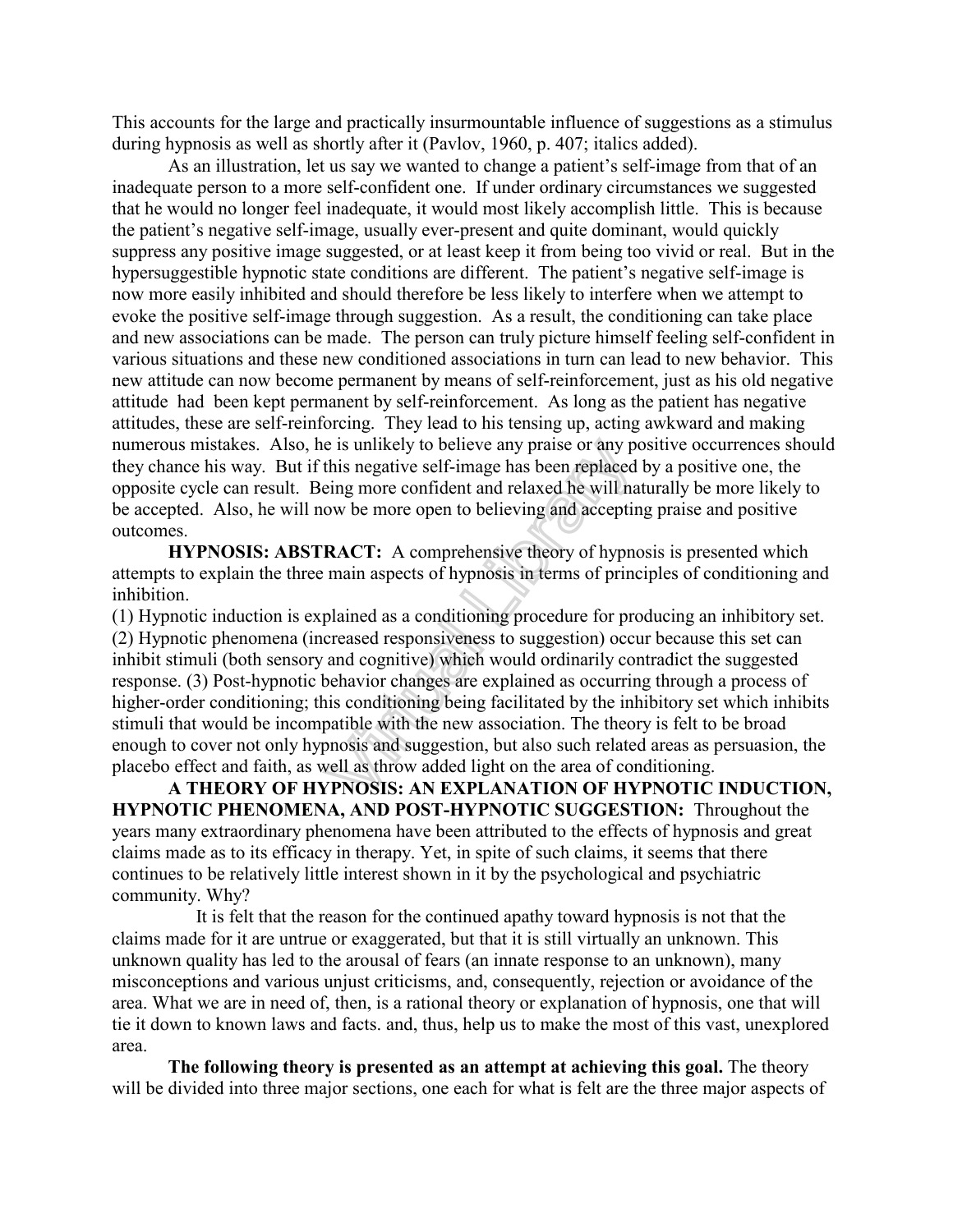This accounts for the large and practically insurmountable influence of suggestions as a stimulus during hypnosis as well as shortly after it (Pavlov, 1960, p. 407; italics added).

As an illustration, let us say we wanted to change a patient's self-image from that of an inadequate person to a more self-confident one. If under ordinary circumstances we suggested that he would no longer feel inadequate, it would most likely accomplish little. This is because the patient's negative self-image, usually ever-present and quite dominant, would quickly suppress any positive image suggested, or at least keep it from being too vivid or real. But in the hypersuggestible hypnotic state conditions are different. The patient's negative self-image is now more easily inhibited and should therefore be less likely to interfere when we attempt to evoke the positive self-image through suggestion. As a result, the conditioning can take place and new associations can be made. The person can truly picture himself feeling self-confident in various situations and these new conditioned associations in turn can lead to new behavior. This new attitude can now become permanent by means of self-reinforcement, just as his old negative attitude had been kept permanent by self-reinforcement. As long as the patient has negative attitudes, these are self-reinforcing. They lead to his tensing up, acting awkward and making numerous mistakes. Also, he is unlikely to believe any praise or any positive occurrences should they chance his way. But if this negative self-image has been replaced by a positive one, the opposite cycle can result. Being more confident and relaxed he will naturally be more likely to be accepted. Also, he will now be more open to believing and accepting praise and positive outcomes.

**HYPNOSIS: ABSTRACT:** A comprehensive theory of hypnosis is presented which attempts to explain the three main aspects of hypnosis in terms of principles of conditioning and inhibition.

(1) Hypnotic induction is explained as a conditioning procedure for producing an inhibitory set. (2) Hypnotic phenomena (increased responsiveness to suggestion) occur because this set can inhibit stimuli (both sensory and cognitive) which would ordinarily contradict the suggested response. (3) Post-hypnotic behavior changes are explained as occurring through a process of higher-order conditioning; this conditioning being facilitated by the inhibitory set which inhibits stimuli that would be incompatible with the new association. The theory is felt to be broad enough to cover not only hypnosis and suggestion, but also such related areas as persuasion, the placebo effect and faith, as well as throw added light on the area of conditioning.

**A THEORY OF HYPNOSIS: AN EXPLANATION OF HYPNOTIC INDUCTION, HYPNOTIC PHENOMENA, AND POST-HYPNOTIC SUGGESTION:** Throughout the years many extraordinary phenomena have been attributed to the effects of hypnosis and great claims made as to its efficacy in therapy. Yet, in spite of such claims, it seems that there continues to be relatively little interest shown in it by the psychological and psychiatric community. Why?

It is felt that the reason for the continued apathy toward hypnosis is not that the claims made for it are untrue or exaggerated, but that it is still virtually an unknown. This unknown quality has led to the arousal of fears (an innate response to an unknown), many misconceptions and various unjust criticisms, and, consequently, rejection or avoidance of the area. What we are in need of, then, is a rational theory or explanation of hypnosis, one that will tie it down to known laws and facts. and, thus, help us to make the most of this vast, unexplored area.

**The following theory is presented as an attempt at achieving this goal.** The theory will be divided into three major sections, one each for what is felt are the three major aspects of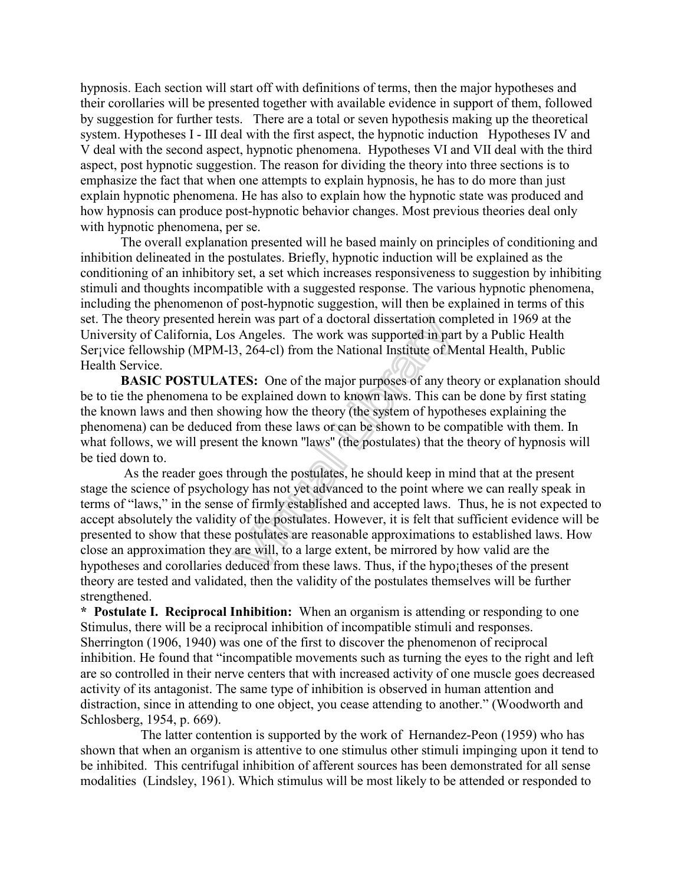hypnosis. Each section will start off with definitions of terms, then the major hypotheses and their corollaries will be presented together with available evidence in support of them, followed by suggestion for further tests. There are a total or seven hypothesis making up the theoretical system. Hypotheses I - III deal with the first aspect, the hypnotic induction Hypotheses IV and V deal with the second aspect, hypnotic phenomena. Hypotheses VI and VII deal with the third aspect, post hypnotic suggestion. The reason for dividing the theory into three sections is to emphasize the fact that when one attempts to explain hypnosis, he has to do more than just explain hypnotic phenomena. He has also to explain how the hypnotic state was produced and how hypnosis can produce post-hypnotic behavior changes. Most previous theories deal only with hypnotic phenomena, per se.

The overall explanation presented will he based mainly on principles of conditioning and inhibition delineated in the postulates. Briefly, hypnotic induction will be explained as the conditioning of an inhibitory set, a set which increases responsiveness to suggestion by inhibiting stimuli and thoughts incompatible with a suggested response. The various hypnotic phenomena, including the phenomenon of post-hypnotic suggestion, will then be explained in terms of this set. The theory presented herein was part of a doctoral dissertation completed in 1969 at the University of California, Los Angeles. The work was supported in part by a Public Health Ser¡vice fellowship (MPM-l3, 264-cl) from the National Institute of Mental Health, Public Health Service.

**BASIC POSTULATES:** One of the major purposes of any theory or explanation should be to tie the phenomena to be explained down to known laws. This can be done by first stating the known laws and then showing how the theory (the system of hypotheses explaining the phenomena) can be deduced from these laws or can be shown to be compatible with them. In what follows, we will present the known "laws" (the postulates) that the theory of hypnosis will be tied down to.

As the reader goes through the postulates, he should keep in mind that at the present stage the science of psychology has not yet advanced to the point where we can really speak in terms of "laws," in the sense of firmly established and accepted laws. Thus, he is not expected to accept absolutely the validity of the postulates. However, it is felt that sufficient evidence will be presented to show that these postulates are reasonable approximations to established laws. How close an approximation they are will, to a large extent, be mirrored by how valid are the hypotheses and corollaries deduced from these laws. Thus, if the hypo¡theses of the present theory are tested and validated, then the validity of the postulates themselves will be further strengthened.

**\* Postulate I. Reciprocal Inhibition:** When an organism is attending or responding to one Stimulus, there will be a reciprocal inhibition of incompatible stimuli and responses. Sherrington (1906, 1940) was one of the first to discover the phenomenon of reciprocal inhibition. He found that "incompatible movements such as turning the eyes to the right and left are so controlled in their nerve centers that with increased activity of one muscle goes decreased activity of its antagonist. The same type of inhibition is observed in human attention and distraction, since in attending to one object, you cease attending to another." (Woodworth and Schlosberg, 1954, p. 669).

The latter contention is supported by the work of Hernandez-Peon (1959) who has shown that when an organism is attentive to one stimulus other stimuli impinging upon it tend to be inhibited. This centrifugal inhibition of afferent sources has been demonstrated for all sense modalities (Lindsley, 1961). Which stimulus will be most likely to be attended or responded to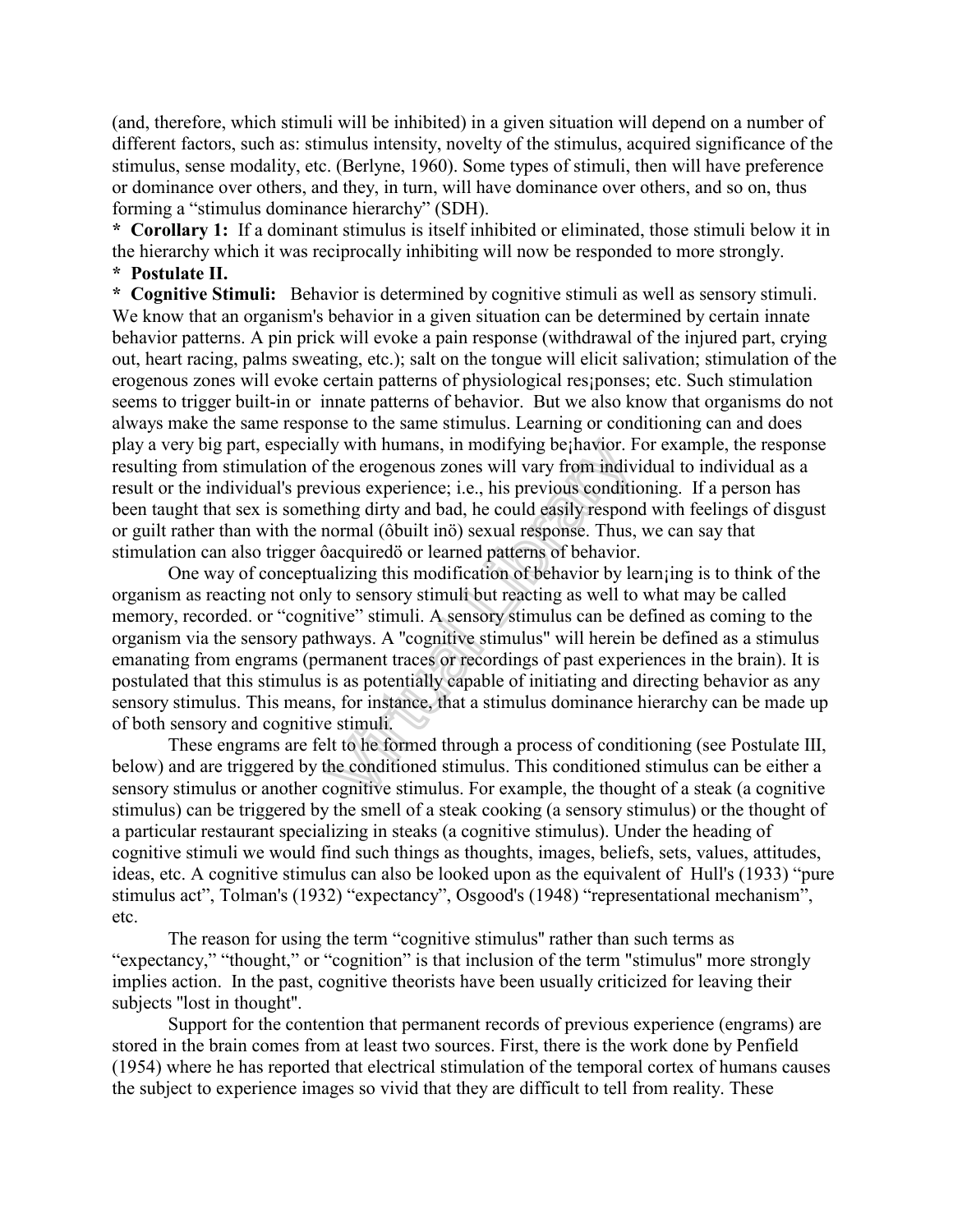(and, therefore, which stimuli will be inhibited) in a given situation will depend on a number of different factors, such as: stimulus intensity, novelty of the stimulus, acquired significance of the stimulus, sense modality, etc. (Berlyne, 1960). Some types of stimuli, then will have preference or dominance over others, and they, in turn, will have dominance over others, and so on, thus forming a “stimulus dominance hierarchy” (SDH).

* **Corollary 1:** If a dominant stimulus is itself inhibited or eliminated, those stimuli below it in the hierarchy which it was reciprocally inhibiting will now be responded to more strongly.

* **Postulate II.**

* **Cognitive Stimuli:** Behavior is determined by cognitive stimuli as well as sensory stimuli. We know that an organism's behavior in a given situation can be determined by certain innate behavior patterns. A pin prick will evoke a pain response (withdrawal of the injured part, crying out, heart racing, palms sweating, etc.); salt on the tongue will elicit salivation; stimulation of the erogenous zones will evoke certain patterns of physiological res¡ponses; etc. Such stimulation seems to trigger built-in or innate patterns of behavior. But we also know that organisms do not always make the same response to the same stimulus. Learning or conditioning can and does play a very big part, especially with humans, in modifying be¡havior. For example, the response resulting from stimulation of the erogenous zones will vary from individual to individual as a result or the individual's previous experience; i.e., his previous conditioning. If a person has been taught that sex is something dirty and bad, he could easily respond with feelings of disgust or guilt rather than with the normal (ôbuilt inö) sexual response. Thus, we can say that stimulation can also trigger ôacquiredö or learned patterns of behavior.

One way of conceptualizing this modification of behavior by learn¡ing is to think of the organism as reacting not only to sensory stimuli but reacting as well to what may be called memory, recorded. or “cognitive” stimuli. A sensory stimulus can be defined as coming to the organism via the sensory pathways. A "cognitive stimulus" will herein be defined as a stimulus emanating from engrams (permanent traces or recordings of past experiences in the brain). It is postulated that this stimulus is as potentially capable of initiating and directing behavior as any sensory stimulus. This means, for instance, that a stimulus dominance hierarchy can be made up of both sensory and cognitive stimuli.

These engrams are felt to he formed through a process of conditioning (see Postulate III, below) and are triggered by the conditioned stimulus. This conditioned stimulus can be either a sensory stimulus or another cognitive stimulus. For example, the thought of a steak (a cognitive stimulus) can be triggered by the smell of a steak cooking (a sensory stimulus) or the thought of a particular restaurant specializing in steaks (a cognitive stimulus). Under the heading of cognitive stimuli we would find such things as thoughts, images, beliefs, sets, values, attitudes, ideas, etc. A cognitive stimulus can also be looked upon as the equivalent of Hull's (1933) “pure stimulus act”, Tolman's (1932) “expectancy”, Osgood's (1948) “representational mechanism”, etc.

The reason for using the term “cognitive stimulus" rather than such terms as “expectancy,” “thought,” or “cognition” is that inclusion of the term "stimulus" more strongly implies action. In the past, cognitive theorists have been usually criticized for leaving their subjects "lost in thought".

Support for the contention that permanent records of previous experience (engrams) are stored in the brain comes from at least two sources. First, there is the work done by Penfield (1954) where he has reported that electrical stimulation of the temporal cortex of humans causes the subject to experience images so vivid that they are difficult to tell from reality. These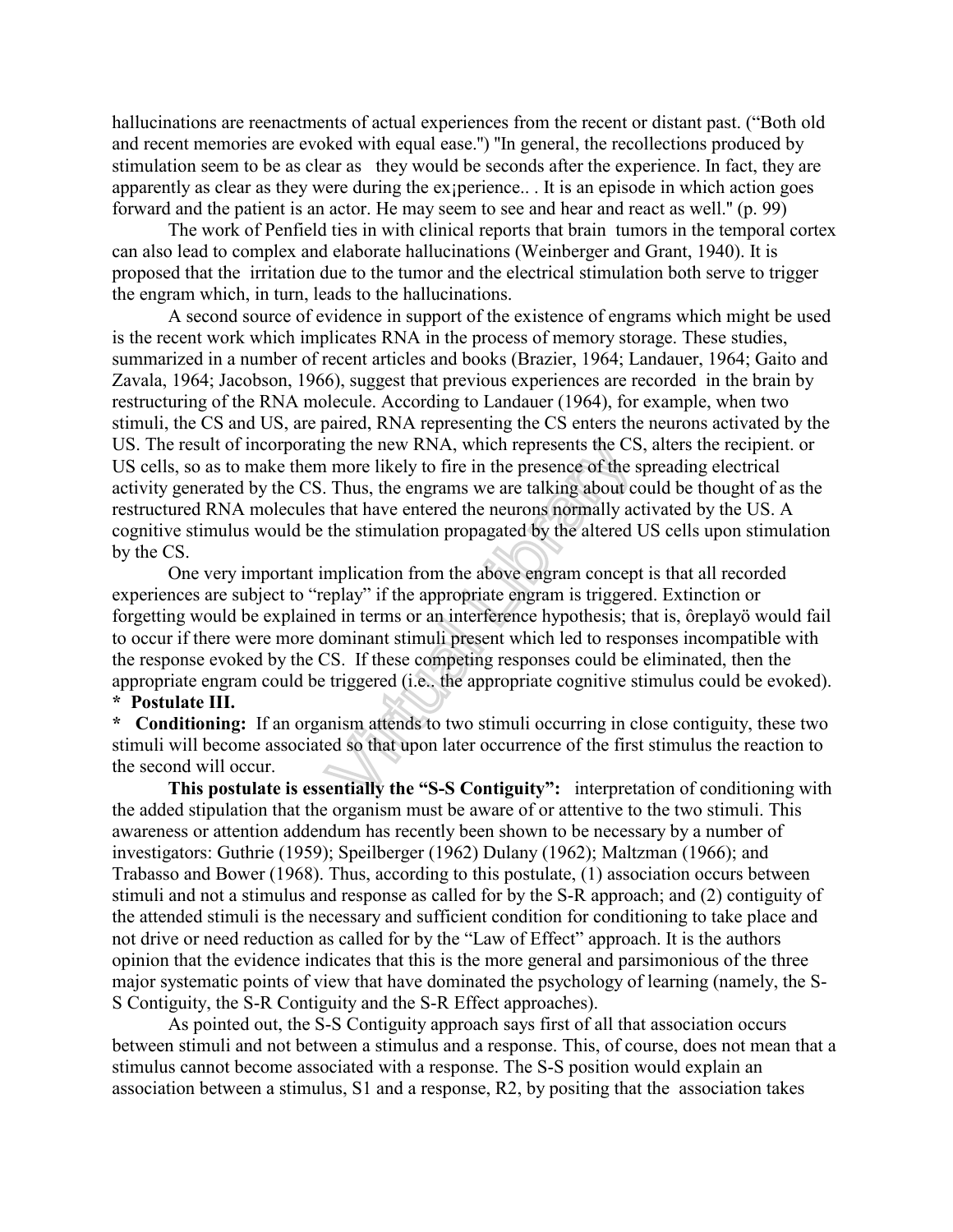hallucinations are reenactments of actual experiences from the recent or distant past. ("Both old and recent memories are evoked with equal ease.") "In general, the recollections produced by stimulation seem to be as clear as they would be seconds after the experience. In fact, they are apparently as clear as they were during the ex¡perience.. . It is an episode in which action goes forward and the patient is an actor. He may seem to see and hear and react as well." (p. 99)

The work of Penfield ties in with clinical reports that brain tumors in the temporal cortex can also lead to complex and elaborate hallucinations (Weinberger and Grant, 1940). It is proposed that the irritation due to the tumor and the electrical stimulation both serve to trigger the engram which, in turn, leads to the hallucinations.

A second source of evidence in support of the existence of engrams which might be used is the recent work which implicates RNA in the process of memory storage. These studies, summarized in a number of recent articles and books (Brazier, 1964; Landauer, 1964; Gaito and Zavala, 1964; Jacobson, 1966), suggest that previous experiences are recorded in the brain by restructuring of the RNA molecule. According to Landauer (1964), for example, when two stimuli, the CS and US, are paired, RNA representing the CS enters the neurons activated by the US. The result of incorporating the new RNA, which represents the CS, alters the recipient. or US cells, so as to make them more likely to fire in the presence of the spreading electrical activity generated by the CS. Thus, the engrams we are talking about could be thought of as the restructured RNA molecules that have entered the neurons normally activated by the US. A cognitive stimulus would be the stimulation propagated by the altered US cells upon stimulation by the CS.

One very important implication from the above engram concept is that all recorded experiences are subject to "replay" if the appropriate engram is triggered. Extinction or forgetting would be explained in terms or an interference hypothesis; that is, ôreplayö would fail to occur if there were more dominant stimuli present which led to responses incompatible with the response evoked by the CS. If these competing responses could be eliminated, then the appropriate engram could be triggered (i.e.. the appropriate cognitive stimulus could be evoked).

**\* Postulate III.**

**\* Conditioning:** If an organism attends to two stimuli occurring in close contiguity, these two stimuli will become associated so that upon later occurrence of the first stimulus the reaction to the second will occur.

**This postulate is essentially the "S-S Contiguity":** interpretation of conditioning with the added stipulation that the organism must be aware of or attentive to the two stimuli. This awareness or attention addendum has recently been shown to be necessary by a number of investigators: Guthrie (1959); Speilberger (1962) Dulany (1962); Maltzman (1966); and Trabasso and Bower (1968). Thus, according to this postulate, (1) association occurs between stimuli and not a stimulus and response as called for by the S-R approach; and (2) contiguity of the attended stimuli is the necessary and sufficient condition for conditioning to take place and not drive or need reduction as called for by the "Law of Effect" approach. It is the authors opinion that the evidence indicates that this is the more general and parsimonious of the three major systematic points of view that have dominated the psychology of learning (namely, the S-S Contiguity, the S-R Contiguity and the S-R Effect approaches).

As pointed out, the S-S Contiguity approach says first of all that association occurs between stimuli and not between a stimulus and a response. This, of course, does not mean that a stimulus cannot become associated with a response. The S-S position would explain an association between a stimulus, S1 and a response, R2, by positing that the association takes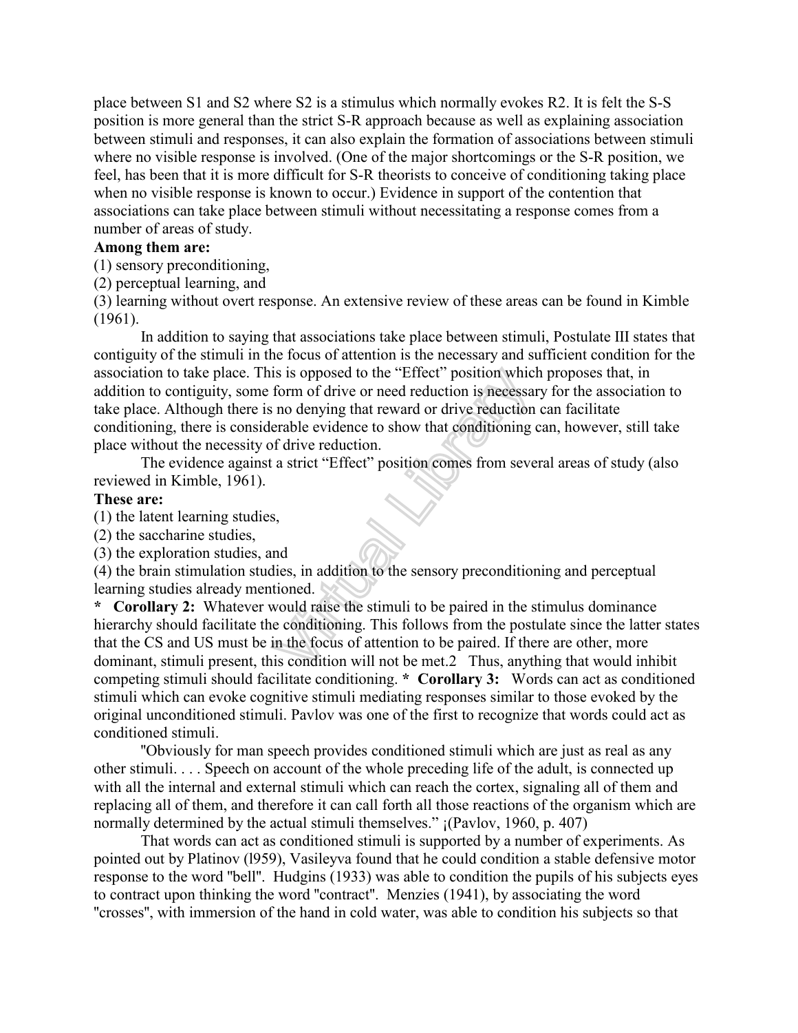place between S1 and S2 where S2 is a stimulus which normally evokes R2. It is felt the S-S position is more general than the strict S-R approach because as well as explaining association between stimuli and responses, it can also explain the formation of associations between stimuli where no visible response is involved. (One of the major shortcomings or the S-R position, we feel, has been that it is more difficult for S-R theorists to conceive of conditioning taking place when no visible response is known to occur.) Evidence in support of the contention that associations can take place between stimuli without necessitating a response comes from a number of areas of study.

**Among them are:**

(1) sensory preconditioning,
(2) perceptual learning, and
(3) learning without overt response. An extensive review of these areas can be found in Kimble (1961).

In addition to saying that associations take place between stimuli, Postulate III states that contiguity of the stimuli in the focus of attention is the necessary and sufficient condition for the association to take place. This is opposed to the "Effect" position which proposes that, in addition to contiguity, some form of drive or need reduction is necessary for the association to take place. Although there is no denying that reward or drive reduction can facilitate conditioning, there is considerable evidence to show that conditioning can, however, still take place without the necessity of drive reduction.

The evidence against a strict "Effect" position comes from several areas of study (also reviewed in Kimble, 1961).

**These are:**

(1) the latent learning studies,
(2) the saccharine studies,
(3) the exploration studies, and
(4) the brain stimulation studies, in addition to the sensory preconditioning and perceptual learning studies already mentioned.

\* **Corollary 2:** Whatever would raise the stimuli to be paired in the stimulus dominance hierarchy should facilitate the conditioning. This follows from the postulate since the latter states that the CS and US must be in the focus of attention to be paired. If there are other, more dominant, stimuli present, this condition will not be met.2 Thus, anything that would inhibit competing stimuli should facilitate conditioning. \* **Corollary 3:** Words can act as conditioned stimuli which can evoke cognitive stimuli mediating responses similar to those evoked by the original unconditioned stimuli. Pavlov was one of the first to recognize that words could act as conditioned stimuli.

"Obviously for man speech provides conditioned stimuli which are just as real as any other stimuli. . . . Speech on account of the whole preceding life of the adult, is connected up with all the internal and external stimuli which can reach the cortex, signaling all of them and replacing all of them, and therefore it can call forth all those reactions of the organism which are normally determined by the actual stimuli themselves." ¡(Pavlov, 1960, p. 407)

That words can act as conditioned stimuli is supported by a number of experiments. As pointed out by Platinov (l959), Vasileyva found that he could condition a stable defensive motor response to the word "bell". Hudgins (1933) was able to condition the pupils of his subjects eyes to contract upon thinking the word "contract". Menzies (1941), by associating the word "crosses", with immersion of the hand in cold water, was able to condition his subjects so that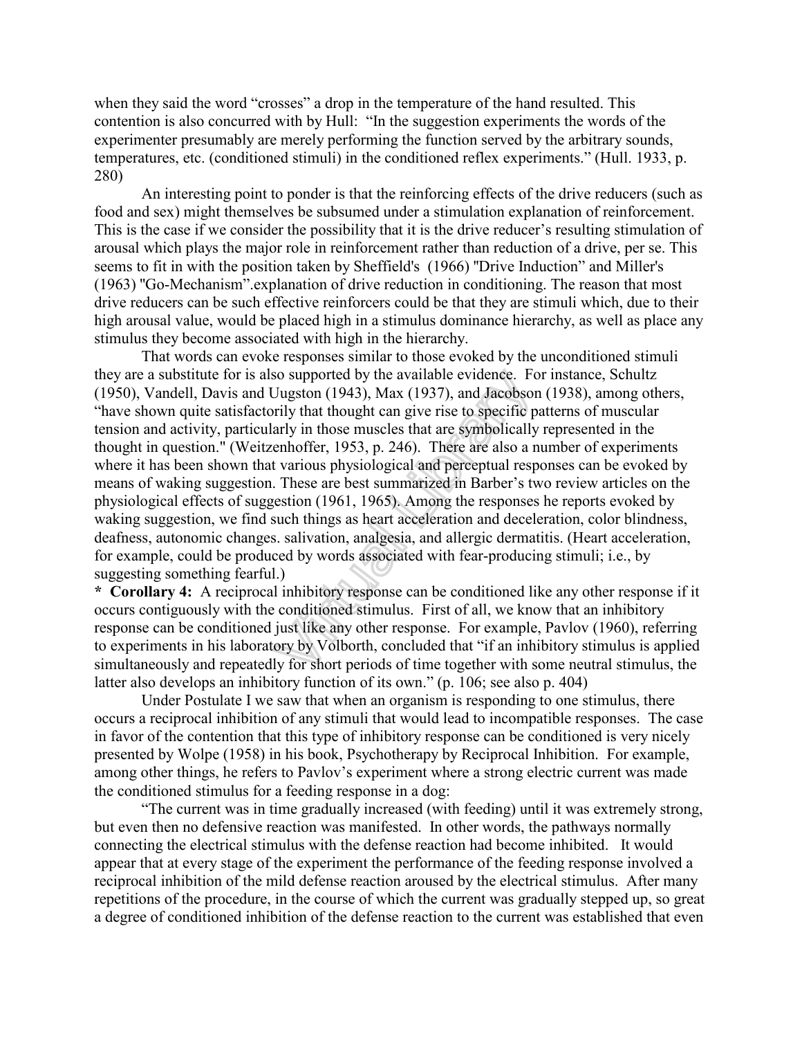when they said the word "crosses" a drop in the temperature of the hand resulted. This contention is also concurred with by Hull: "In the suggestion experiments the words of the experimenter presumably are merely performing the function served by the arbitrary sounds, temperatures, etc. (conditioned stimuli) in the conditioned reflex experiments." (Hull. 1933, p. 280)

An interesting point to ponder is that the reinforcing effects of the drive reducers (such as food and sex) might themselves be subsumed under a stimulation explanation of reinforcement. This is the case if we consider the possibility that it is the drive reducer's resulting stimulation of arousal which plays the major role in reinforcement rather than reduction of a drive, per se. This seems to fit in with the position taken by Sheffield's (1966) "Drive Induction" and Miller's (1963) "Go-Mechanism".explanation of drive reduction in conditioning. The reason that most drive reducers can be such effective reinforcers could be that they are stimuli which, due to their high arousal value, would be placed high in a stimulus dominance hierarchy, as well as place any stimulus they become associated with high in the hierarchy.

That words can evoke responses similar to those evoked by the unconditioned stimuli they are a substitute for is also supported by the available evidence. For instance, Schultz (1950), Vandell, Davis and Uugston (1943), Max (1937), and Jacobson (1938), among others, "have shown quite satisfactorily that thought can give rise to specific patterns of muscular tension and activity, particularly in those muscles that are symbolically represented in the thought in question." (Weitzenhoffer, 1953, p. 246). There are also a number of experiments where it has been shown that various physiological and perceptual responses can be evoked by means of waking suggestion. These are best summarized in Barber's two review articles on the physiological effects of suggestion (1961, 1965). Among the responses he reports evoked by waking suggestion, we find such things as heart acceleration and deceleration, color blindness, deafness, autonomic changes. salivation, analgesia, and allergic dermatitis. (Heart acceleration, for example, could be produced by words associated with fear-producing stimuli; i.e., by suggesting something fearful.)

* **Corollary 4:** A reciprocal inhibitory response can be conditioned like any other response if it occurs contiguously with the conditioned stimulus. First of all, we know that an inhibitory response can be conditioned just like any other response. For example, Pavlov (1960), referring to experiments in his laboratory by Volborth, concluded that "if an inhibitory stimulus is applied simultaneously and repeatedly for short periods of time together with some neutral stimulus, the latter also develops an inhibitory function of its own." (p. 106; see also p. 404)

Under Postulate I we saw that when an organism is responding to one stimulus, there occurs a reciprocal inhibition of any stimuli that would lead to incompatible responses. The case in favor of the contention that this type of inhibitory response can be conditioned is very nicely presented by Wolpe (1958) in his book, Psychotherapy by Reciprocal Inhibition. For example, among other things, he refers to Pavlov's experiment where a strong electric current was made the conditioned stimulus for a feeding response in a dog:

"The current was in time gradually increased (with feeding) until it was extremely strong, but even then no defensive reaction was manifested. In other words, the pathways normally connecting the electrical stimulus with the defense reaction had become inhibited. It would appear that at every stage of the experiment the performance of the feeding response involved a reciprocal inhibition of the mild defense reaction aroused by the electrical stimulus. After many repetitions of the procedure, in the course of which the current was gradually stepped up, so great a degree of conditioned inhibition of the defense reaction to the current was established that even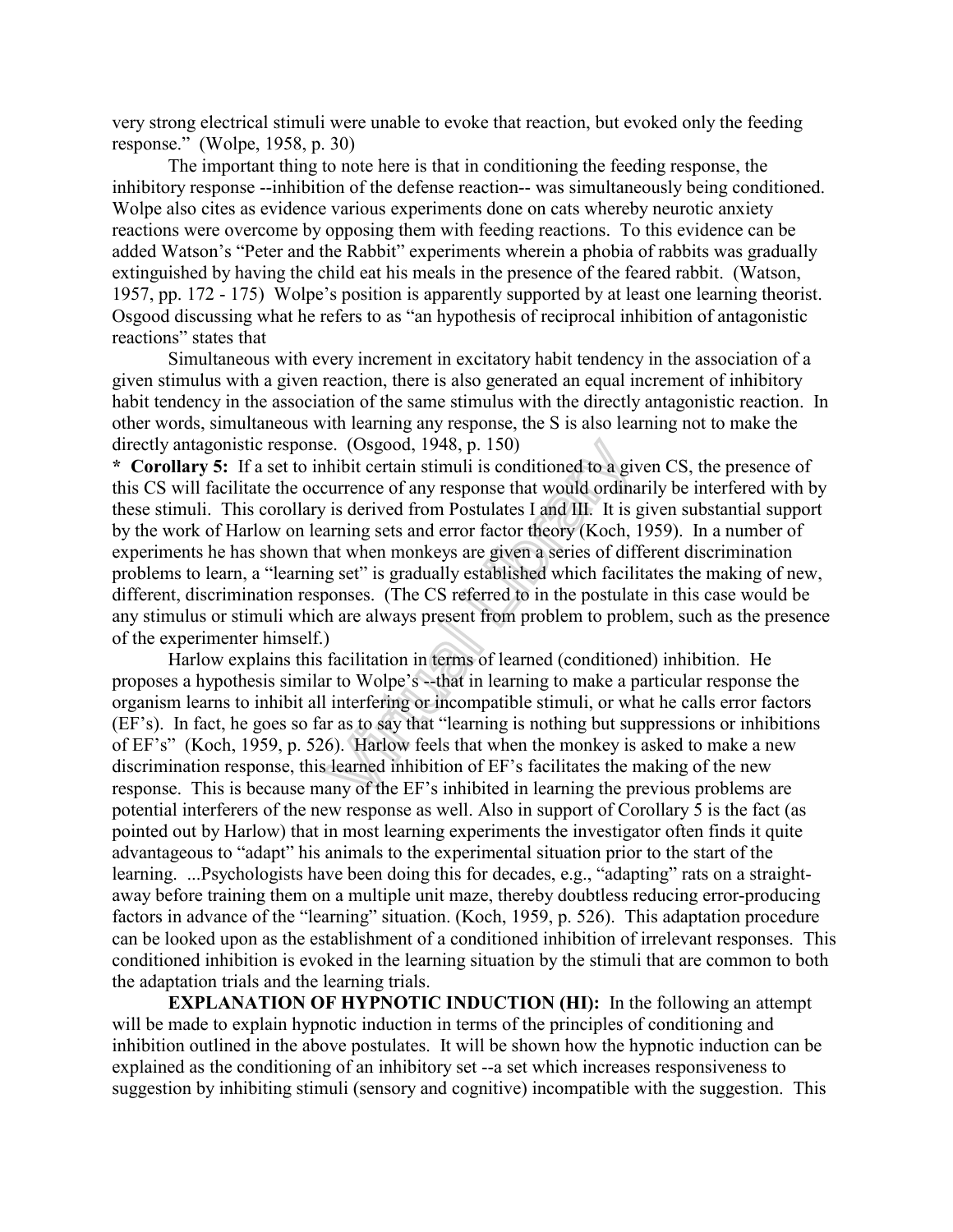very strong electrical stimuli were unable to evoke that reaction, but evoked only the feeding response." (Wolpe, 1958, p. 30)

The important thing to note here is that in conditioning the feeding response, the inhibitory response --inhibition of the defense reaction-- was simultaneously being conditioned. Wolpe also cites as evidence various experiments done on cats whereby neurotic anxiety reactions were overcome by opposing them with feeding reactions. To this evidence can be added Watson's "Peter and the Rabbit" experiments wherein a phobia of rabbits was gradually extinguished by having the child eat his meals in the presence of the feared rabbit. (Watson, 1957, pp. 172 - 175) Wolpe's position is apparently supported by at least one learning theorist. Osgood discussing what he refers to as "an hypothesis of reciprocal inhibition of antagonistic reactions" states that

Simultaneous with every increment in excitatory habit tendency in the association of a given stimulus with a given reaction, there is also generated an equal increment of inhibitory habit tendency in the association of the same stimulus with the directly antagonistic reaction. In other words, simultaneous with learning any response, the S is also learning not to make the directly antagonistic response. (Osgood, 1948, p. 150)

**\* Corollary 5:** If a set to inhibit certain stimuli is conditioned to a given CS, the presence of this CS will facilitate the occurrence of any response that would ordinarily be interfered with by these stimuli. This corollary is derived from Postulates I and III. It is given substantial support by the work of Harlow on learning sets and error factor theory (Koch, 1959). In a number of experiments he has shown that when monkeys are given a series of different discrimination problems to learn, a "learning set" is gradually established which facilitates the making of new, different, discrimination responses. (The CS referred to in the postulate in this case would be any stimulus or stimuli which are always present from problem to problem, such as the presence of the experimenter himself.)

Harlow explains this facilitation in terms of learned (conditioned) inhibition. He proposes a hypothesis similar to Wolpe's --that in learning to make a particular response the organism learns to inhibit all interfering or incompatible stimuli, or what he calls error factors (EF's). In fact, he goes so far as to say that "learning is nothing but suppressions or inhibitions of EF's" (Koch, 1959, p. 526). Harlow feels that when the monkey is asked to make a new discrimination response, this learned inhibition of EF's facilitates the making of the new response. This is because many of the EF's inhibited in learning the previous problems are potential interferers of the new response as well. Also in support of Corollary 5 is the fact (as pointed out by Harlow) that in most learning experiments the investigator often finds it quite advantageous to "adapt" his animals to the experimental situation prior to the start of the learning. ...Psychologists have been doing this for decades, e.g., "adapting" rats on a straight-away before training them on a multiple unit maze, thereby doubtless reducing error-producing factors in advance of the "learning" situation. (Koch, 1959, p. 526). This adaptation procedure can be looked upon as the establishment of a conditioned inhibition of irrelevant responses. This conditioned inhibition is evoked in the learning situation by the stimuli that are common to both the adaptation trials and the learning trials.

**EXPLANATION OF HYPNOTIC INDUCTION (HI):** In the following an attempt will be made to explain hypnotic induction in terms of the principles of conditioning and inhibition outlined in the above postulates. It will be shown how the hypnotic induction can be explained as the conditioning of an inhibitory set --a set which increases responsiveness to suggestion by inhibiting stimuli (sensory and cognitive) incompatible with the suggestion. This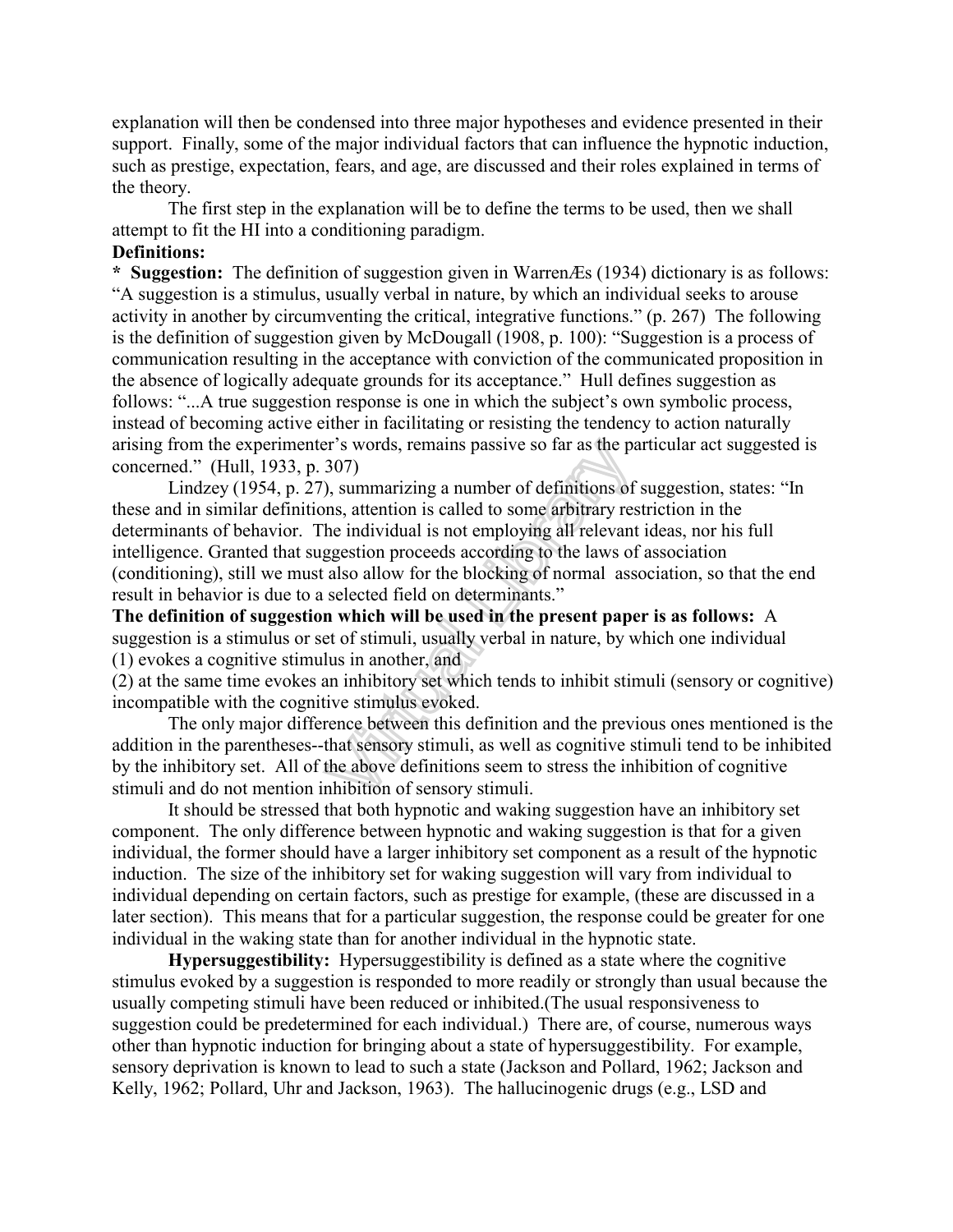explanation will then be condensed into three major hypotheses and evidence presented in their support. Finally, some of the major individual factors that can influence the hypnotic induction, such as prestige, expectation, fears, and age, are discussed and their roles explained in terms of the theory.

The first step in the explanation will be to define the terms to be used, then we shall attempt to fit the HI into a conditioning paradigm.

**Definitions:**

**\* Suggestion:** The definition of suggestion given in WarrenÆs (1934) dictionary is as follows: "A suggestion is a stimulus, usually verbal in nature, by which an individual seeks to arouse activity in another by circumventing the critical, integrative functions." (p. 267) The following is the definition of suggestion given by McDougall (1908, p. 100): "Suggestion is a process of communication resulting in the acceptance with conviction of the communicated proposition in the absence of logically adequate grounds for its acceptance." Hull defines suggestion as follows: "...A true suggestion response is one in which the subject's own symbolic process, instead of becoming active either in facilitating or resisting the tendency to action naturally arising from the experimenter's words, remains passive so far as the particular act suggested is concerned." (Hull, 1933, p. 307)

Lindzey (1954, p. 27), summarizing a number of definitions of suggestion, states: "In these and in similar definitions, attention is called to some arbitrary restriction in the determinants of behavior. The individual is not employing all relevant ideas, nor his full intelligence. Granted that suggestion proceeds according to the laws of association (conditioning), still we must also allow for the blocking of normal association, so that the end result in behavior is due to a selected field on determinants."

**The definition of suggestion which will be used in the present paper is as follows:** A suggestion is a stimulus or set of stimuli, usually verbal in nature, by which one individual
(1) evokes a cognitive stimulus in another, and
(2) at the same time evokes an inhibitory set which tends to inhibit stimuli (sensory or cognitive) incompatible with the cognitive stimulus evoked.

The only major difference between this definition and the previous ones mentioned is the addition in the parentheses--that sensory stimuli, as well as cognitive stimuli tend to be inhibited by the inhibitory set. All of the above definitions seem to stress the inhibition of cognitive stimuli and do not mention inhibition of sensory stimuli.

It should be stressed that both hypnotic and waking suggestion have an inhibitory set component. The only difference between hypnotic and waking suggestion is that for a given individual, the former should have a larger inhibitory set component as a result of the hypnotic induction. The size of the inhibitory set for waking suggestion will vary from individual to individual depending on certain factors, such as prestige for example, (these are discussed in a later section). This means that for a particular suggestion, the response could be greater for one individual in the waking state than for another individual in the hypnotic state.

**Hypersuggestibility:** Hypersuggestibility is defined as a state where the cognitive stimulus evoked by a suggestion is responded to more readily or strongly than usual because the usually competing stimuli have been reduced or inhibited.(The usual responsiveness to suggestion could be predetermined for each individual.) There are, of course, numerous ways other than hypnotic induction for bringing about a state of hypersuggestibility. For example, sensory deprivation is known to lead to such a state (Jackson and Pollard, 1962; Jackson and Kelly, 1962; Pollard, Uhr and Jackson, 1963). The hallucinogenic drugs (e.g., LSD and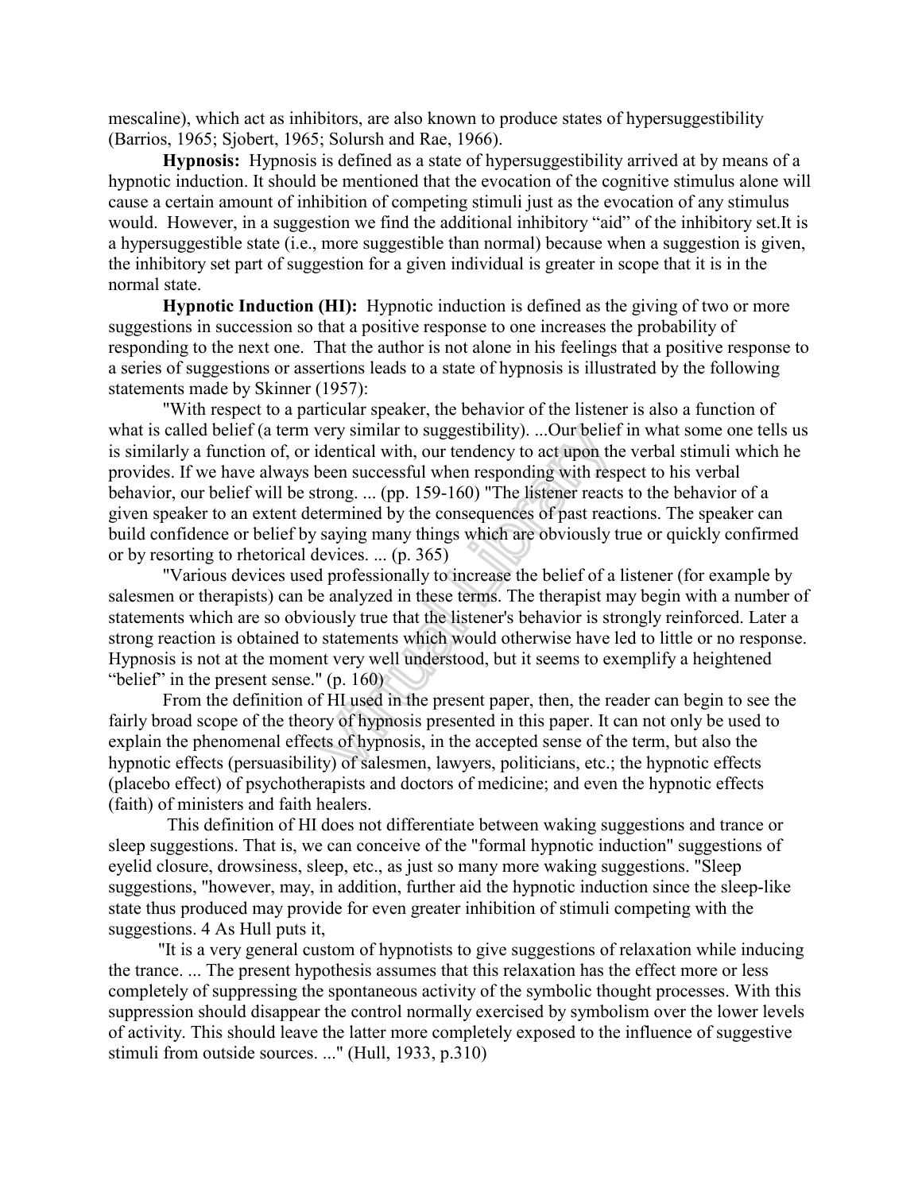mescaline), which act as inhibitors, are also known to produce states of hypersuggestibility (Barrios, 1965; Sjobert, 1965; Solursh and Rae, 1966).

**Hypnosis:** Hypnosis is defined as a state of hypersuggestibility arrived at by means of a hypnotic induction. It should be mentioned that the evocation of the cognitive stimulus alone will cause a certain amount of inhibition of competing stimuli just as the evocation of any stimulus would. However, in a suggestion we find the additional inhibitory "aid" of the inhibitory set.It is a hypersuggestible state (i.e., more suggestible than normal) because when a suggestion is given, the inhibitory set part of suggestion for a given individual is greater in scope that it is in the normal state.

**Hypnotic Induction (HI):** Hypnotic induction is defined as the giving of two or more suggestions in succession so that a positive response to one increases the probability of responding to the next one. That the author is not alone in his feelings that a positive response to a series of suggestions or assertions leads to a state of hypnosis is illustrated by the following statements made by Skinner (1957):

"With respect to a particular speaker, the behavior of the listener is also a function of what is called belief (a term very similar to suggestibility). ...Our belief in what some one tells us is similarly a function of, or identical with, our tendency to act upon the verbal stimuli which he provides. If we have always been successful when responding with respect to his verbal behavior, our belief will be strong. ... (pp. 159-160) "The listener reacts to the behavior of a given speaker to an extent determined by the consequences of past reactions. The speaker can build confidence or belief by saying many things which are obviously true or quickly confirmed or by resorting to rhetorical devices. ... (p. 365)

"Various devices used professionally to increase the belief of a listener (for example by salesmen or therapists) can be analyzed in these terms. The therapist may begin with a number of statements which are so obviously true that the listener's behavior is strongly reinforced. Later a strong reaction is obtained to statements which would otherwise have led to little or no response. Hypnosis is not at the moment very well understood, but it seems to exemplify a heightened "belief" in the present sense." (p. 160)

From the definition of HI used in the present paper, then, the reader can begin to see the fairly broad scope of the theory of hypnosis presented in this paper. It can not only be used to explain the phenomenal effects of hypnosis, in the accepted sense of the term, but also the hypnotic effects (persuasibility) of salesmen, lawyers, politicians, etc.; the hypnotic effects (placebo effect) of psychotherapists and doctors of medicine; and even the hypnotic effects (faith) of ministers and faith healers.

This definition of HI does not differentiate between waking suggestions and trance or sleep suggestions. That is, we can conceive of the "formal hypnotic induction" suggestions of eyelid closure, drowsiness, sleep, etc., as just so many more waking suggestions. "Sleep suggestions, "however, may, in addition, further aid the hypnotic induction since the sleep-like state thus produced may provide for even greater inhibition of stimuli competing with the suggestions. 4 As Hull puts it,

"It is a very general custom of hypnotists to give suggestions of relaxation while inducing the trance. ... The present hypothesis assumes that this relaxation has the effect more or less completely of suppressing the spontaneous activity of the symbolic thought processes. With this suppression should disappear the control normally exercised by symbolism over the lower levels of activity. This should leave the latter more completely exposed to the influence of suggestive stimuli from outside sources. ..." (Hull, 1933, p.310)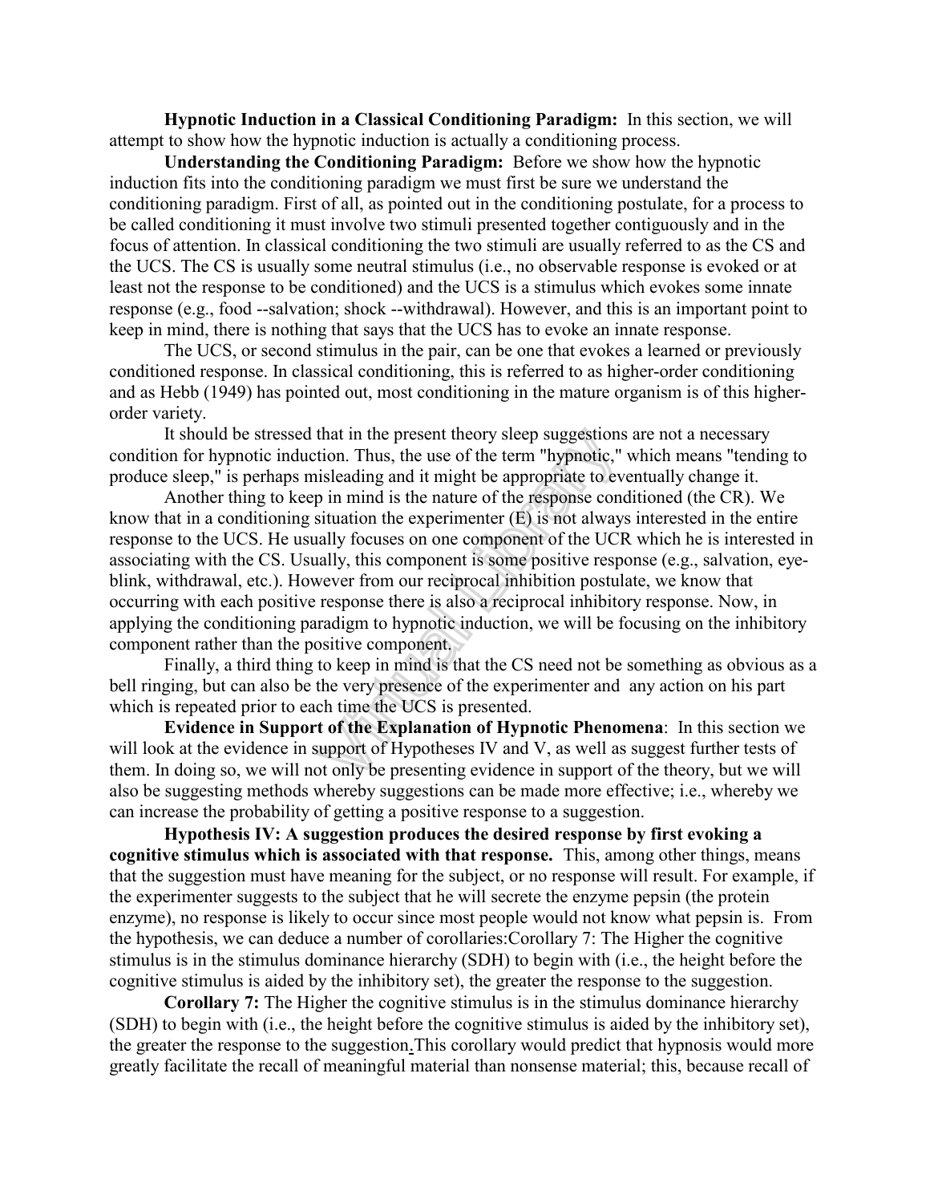**Hypnotic Induction in a Classical Conditioning Paradigm:** In this section, we will attempt to show how the hypnotic induction is actually a conditioning process.

**Understanding the Conditioning Paradigm:** Before we show how the hypnotic induction fits into the conditioning paradigm we must first be sure we understand the conditioning paradigm. First of all, as pointed out in the conditioning postulate, for a process to be called conditioning it must involve two stimuli presented together contiguously and in the focus of attention. In classical conditioning the two stimuli are usually referred to as the CS and the UCS. The CS is usually some neutral stimulus (i.e., no observable response is evoked or at least not the response to be conditioned) and the UCS is a stimulus which evokes some innate response (e.g., food --salvation; shock --withdrawal). However, and this is an important point to keep in mind, there is nothing that says that the UCS has to evoke an innate response.

The UCS, or second stimulus in the pair, can be one that evokes a learned or previously conditioned response. In classical conditioning, this is referred to as higher-order conditioning and as Hebb (1949) has pointed out, most conditioning in the mature organism is of this higher-order variety.

It should be stressed that in the present theory sleep suggestions are not a necessary condition for hypnotic induction. Thus, the use of the term "hypnotic," which means "tending to produce sleep," is perhaps misleading and it might be appropriate to eventually change it.

Another thing to keep in mind is the nature of the response conditioned (the CR). We know that in a conditioning situation the experimenter (E) is not always interested in the entire response to the UCS. He usually focuses on one component of the UCR which he is interested in associating with the CS. Usually, this component is some positive response (e.g., salvation, eye-blink, withdrawal, etc.). However from our reciprocal inhibition postulate, we know that occurring with each positive response there is also a reciprocal inhibitory response. Now, in applying the conditioning paradigm to hypnotic induction, we will be focusing on the inhibitory component rather than the positive component.

Finally, a third thing to keep in mind is that the CS need not be something as obvious as a bell ringing, but can also be the very presence of the experimenter and any action on his part which is repeated prior to each time the UCS is presented.

**Evidence in Support of the Explanation of Hypnotic Phenomena**: In this section we will look at the evidence in support of Hypotheses IV and V, as well as suggest further tests of them. In doing so, we will not only be presenting evidence in support of the theory, but we will also be suggesting methods whereby suggestions can be made more effective; i.e., whereby we can increase the probability of getting a positive response to a suggestion.

**Hypothesis IV: A suggestion produces the desired response by first evoking a cognitive stimulus which is associated with that response.** This, among other things, means that the suggestion must have meaning for the subject, or no response will result. For example, if the experimenter suggests to the subject that he will secrete the enzyme pepsin (the protein enzyme), no response is likely to occur since most people would not know what pepsin is. From the hypothesis, we can deduce a number of corollaries:Corollary 7: The Higher the cognitive stimulus is in the stimulus dominance hierarchy (SDH) to begin with (i.e., the height before the cognitive stimulus is aided by the inhibitory set), the greater the response to the suggestion.

**Corollary 7:** The Higher the cognitive stimulus is in the stimulus dominance hierarchy (SDH) to begin with (i.e., the height before the cognitive stimulus is aided by the inhibitory set), the greater the response to the suggestion. This corollary would predict that hypnosis would more greatly facilitate the recall of meaningful material than nonsense material; this, because recall of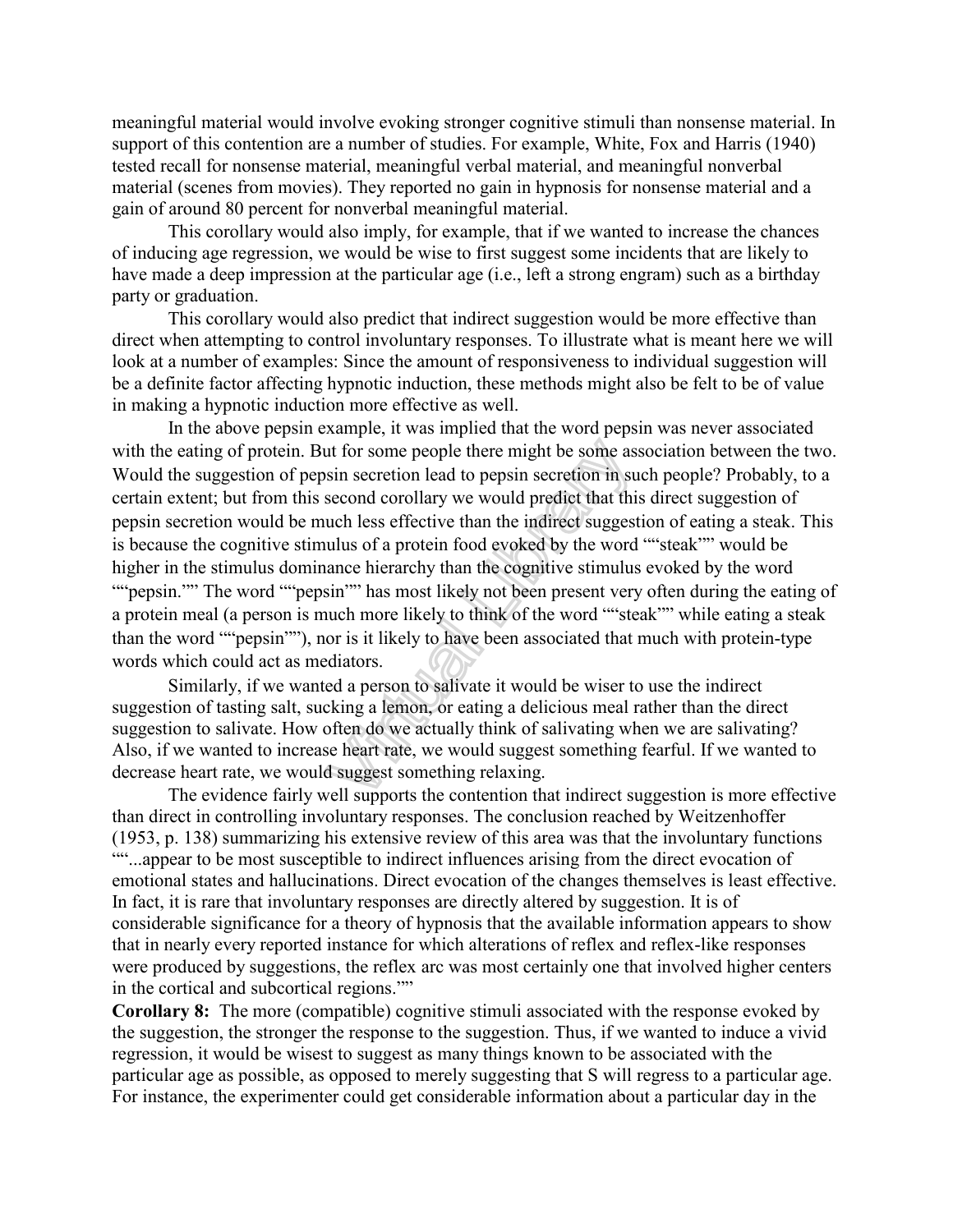meaningful material would involve evoking stronger cognitive stimuli than nonsense material. In support of this contention are a number of studies. For example, White, Fox and Harris (1940) tested recall for nonsense material, meaningful verbal material, and meaningful nonverbal material (scenes from movies). They reported no gain in hypnosis for nonsense material and a gain of around 80 percent for nonverbal meaningful material.

This corollary would also imply, for example, that if we wanted to increase the chances of inducing age regression, we would be wise to first suggest some incidents that are likely to have made a deep impression at the particular age (i.e., left a strong engram) such as a birthday party or graduation.

This corollary would also predict that indirect suggestion would be more effective than direct when attempting to control involuntary responses. To illustrate what is meant here we will look at a number of examples: Since the amount of responsiveness to individual suggestion will be a definite factor affecting hypnotic induction, these methods might also be felt to be of value in making a hypnotic induction more effective as well.

In the above pepsin example, it was implied that the word pepsin was never associated with the eating of protein. But for some people there might be some association between the two. Would the suggestion of pepsin secretion lead to pepsin secretion in such people? Probably, to a certain extent; but from this second corollary we would predict that this direct suggestion of pepsin secretion would be much less effective than the indirect suggestion of eating a steak. This is because the cognitive stimulus of a protein food evoked by the word ""steak"" would be higher in the stimulus dominance hierarchy than the cognitive stimulus evoked by the word ""pepsin."" The word ""pepsin"" has most likely not been present very often during the eating of a protein meal (a person is much more likely to think of the word ""steak"" while eating a steak than the word ""pepsin""), nor is it likely to have been associated that much with protein-type words which could act as mediators.

Similarly, if we wanted a person to salivate it would be wiser to use the indirect suggestion of tasting salt, sucking a lemon, or eating a delicious meal rather than the direct suggestion to salivate. How often do we actually think of salivating when we are salivating? Also, if we wanted to increase heart rate, we would suggest something fearful. If we wanted to decrease heart rate, we would suggest something relaxing.

The evidence fairly well supports the contention that indirect suggestion is more effective than direct in controlling involuntary responses. The conclusion reached by Weitzenhoffer (1953, p. 138) summarizing his extensive review of this area was that the involuntary functions ""...appear to be most susceptible to indirect influences arising from the direct evocation of emotional states and hallucinations. Direct evocation of the changes themselves is least effective. In fact, it is rare that involuntary responses are directly altered by suggestion. It is of considerable significance for a theory of hypnosis that the available information appears to show that in nearly every reported instance for which alterations of reflex and reflex-like responses were produced by suggestions, the reflex arc was most certainly one that involved higher centers in the cortical and subcortical regions.""

**Corollary 8:** The more (compatible) cognitive stimuli associated with the response evoked by the suggestion, the stronger the response to the suggestion. Thus, if we wanted to induce a vivid regression, it would be wisest to suggest as many things known to be associated with the particular age as possible, as opposed to merely suggesting that S will regress to a particular age. For instance, the experimenter could get considerable information about a particular day in the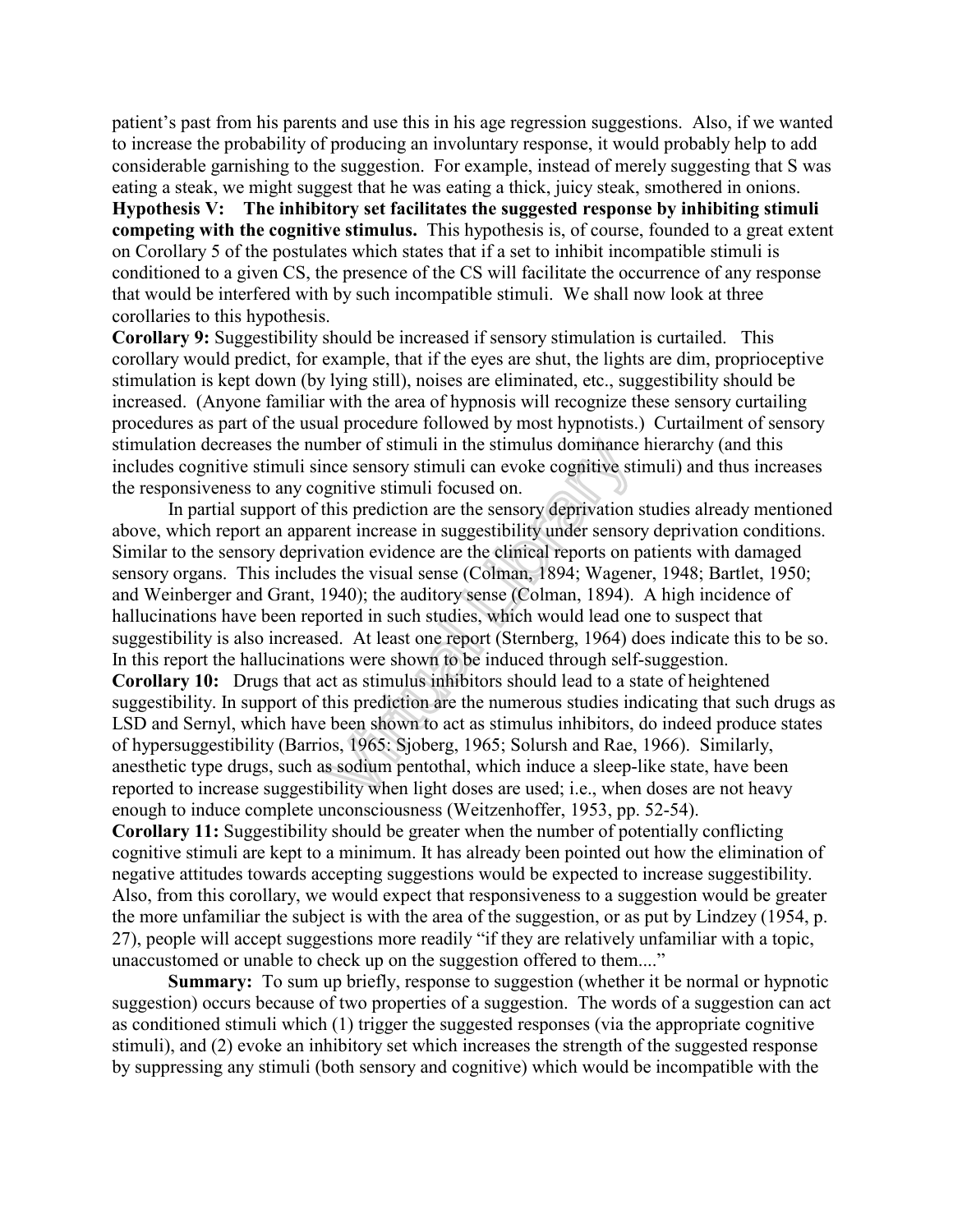patient's past from his parents and use this in his age regression suggestions. Also, if we wanted to increase the probability of producing an involuntary response, it would probably help to add considerable garnishing to the suggestion. For example, instead of merely suggesting that S was eating a steak, we might suggest that he was eating a thick, juicy steak, smothered in onions.

**Hypothesis V: The inhibitory set facilitates the suggested response by inhibiting stimuli competing with the cognitive stimulus.** This hypothesis is, of course, founded to a great extent on Corollary 5 of the postulates which states that if a set to inhibit incompatible stimuli is conditioned to a given CS, the presence of the CS will facilitate the occurrence of any response that would be interfered with by such incompatible stimuli. We shall now look at three corollaries to this hypothesis.

**Corollary 9:** Suggestibility should be increased if sensory stimulation is curtailed. This corollary would predict, for example, that if the eyes are shut, the lights are dim, proprioceptive stimulation is kept down (by lying still), noises are eliminated, etc., suggestibility should be increased. (Anyone familiar with the area of hypnosis will recognize these sensory curtailing procedures as part of the usual procedure followed by most hypnotists.) Curtailment of sensory stimulation decreases the number of stimuli in the stimulus dominance hierarchy (and this includes cognitive stimuli since sensory stimuli can evoke cognitive stimuli) and thus increases the responsiveness to any cognitive stimuli focused on.

In partial support of this prediction are the sensory deprivation studies already mentioned above, which report an apparent increase in suggestibility under sensory deprivation conditions. Similar to the sensory deprivation evidence are the clinical reports on patients with damaged sensory organs. This includes the visual sense (Colman, 1894; Wagener, 1948; Bartlet, 1950; and Weinberger and Grant, 1940); the auditory sense (Colman, 1894). A high incidence of hallucinations have been reported in such studies, which would lead one to suspect that suggestibility is also increased. At least one report (Sternberg, 1964) does indicate this to be so. In this report the hallucinations were shown to be induced through self-suggestion.

**Corollary 10:** Drugs that act as stimulus inhibitors should lead to a state of heightened suggestibility. In support of this prediction are the numerous studies indicating that such drugs as LSD and Sernyl, which have been shown to act as stimulus inhibitors, do indeed produce states of hypersuggestibility (Barrios, 1965: Sjoberg, 1965; Solursh and Rae, 1966). Similarly, anesthetic type drugs, such as sodium pentothal, which induce a sleep-like state, have been reported to increase suggestibility when light doses are used; i.e., when doses are not heavy enough to induce complete unconsciousness (Weitzenhoffer, 1953, pp. 52-54).

**Corollary 11:** Suggestibility should be greater when the number of potentially conflicting cognitive stimuli are kept to a minimum. It has already been pointed out how the elimination of negative attitudes towards accepting suggestions would be expected to increase suggestibility. Also, from this corollary, we would expect that responsiveness to a suggestion would be greater the more unfamiliar the subject is with the area of the suggestion, or as put by Lindzey (1954, p. 27), people will accept suggestions more readily "if they are relatively unfamiliar with a topic, unaccustomed or unable to check up on the suggestion offered to them...."

**Summary:** To sum up briefly, response to suggestion (whether it be normal or hypnotic suggestion) occurs because of two properties of a suggestion. The words of a suggestion can act as conditioned stimuli which (1) trigger the suggested responses (via the appropriate cognitive stimuli), and (2) evoke an inhibitory set which increases the strength of the suggested response by suppressing any stimuli (both sensory and cognitive) which would be incompatible with the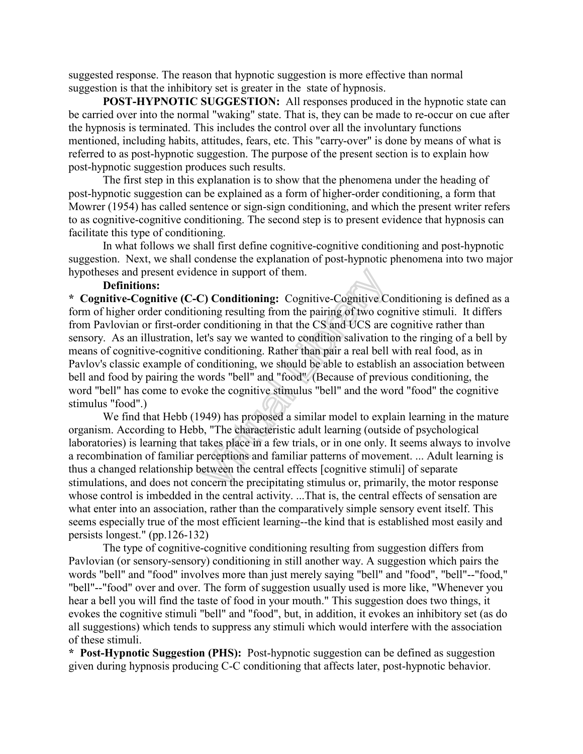suggested response. The reason that hypnotic suggestion is more effective than normal suggestion is that the inhibitory set is greater in the state of hypnosis.

**POST-HYPNOTIC SUGGESTION:** All responses produced in the hypnotic state can be carried over into the normal "waking" state. That is, they can be made to re-occur on cue after the hypnosis is terminated. This includes the control over all the involuntary functions mentioned, including habits, attitudes, fears, etc. This "carry-over" is done by means of what is referred to as post-hypnotic suggestion. The purpose of the present section is to explain how post-hypnotic suggestion produces such results.

The first step in this explanation is to show that the phenomena under the heading of post-hypnotic suggestion can be explained as a form of higher-order conditioning, a form that Mowrer (1954) has called sentence or sign-sign conditioning, and which the present writer refers to as cognitive-cognitive conditioning. The second step is to present evidence that hypnosis can facilitate this type of conditioning.

In what follows we shall first define cognitive-cognitive conditioning and post-hypnotic suggestion. Next, we shall condense the explanation of post-hypnotic phenomena into two major hypotheses and present evidence in support of them.

**Definitions:**

* **Cognitive-Cognitive (C-C) Conditioning:** Cognitive-Cognitive Conditioning is defined as a form of higher order conditioning resulting from the pairing of two cognitive stimuli. It differs from Pavlovian or first-order conditioning in that the CS and UCS are cognitive rather than sensory. As an illustration, let's say we wanted to condition salivation to the ringing of a bell by means of cognitive-cognitive conditioning. Rather than pair a real bell with real food, as in Pavlov's classic example of conditioning, we should be able to establish an association between bell and food by pairing the words "bell" and "food". (Because of previous conditioning, the word "bell" has come to evoke the cognitive stimulus "bell" and the word "food" the cognitive stimulus "food".)

We find that Hebb (1949) has proposed a similar model to explain learning in the mature organism. According to Hebb, "The characteristic adult learning (outside of psychological laboratories) is learning that takes place in a few trials, or in one only. It seems always to involve a recombination of familiar perceptions and familiar patterns of movement. ... Adult learning is thus a changed relationship between the central effects [cognitive stimuli] of separate stimulations, and does not concern the precipitating stimulus or, primarily, the motor response whose control is imbedded in the central activity. ...That is, the central effects of sensation are what enter into an association, rather than the comparatively simple sensory event itself. This seems especially true of the most efficient learning--the kind that is established most easily and persists longest." (pp.126-132)

The type of cognitive-cognitive conditioning resulting from suggestion differs from Pavlovian (or sensory-sensory) conditioning in still another way. A suggestion which pairs the words "bell" and "food" involves more than just merely saying "bell" and "food", "bell"--"food," "bell"--"food" over and over. The form of suggestion usually used is more like, "Whenever you hear a bell you will find the taste of food in your mouth." This suggestion does two things, it evokes the cognitive stimuli "bell" and "food", but, in addition, it evokes an inhibitory set (as do all suggestions) which tends to suppress any stimuli which would interfere with the association of these stimuli.

* **Post-Hypnotic Suggestion (PHS):** Post-hypnotic suggestion can be defined as suggestion given during hypnosis producing C-C conditioning that affects later, post-hypnotic behavior.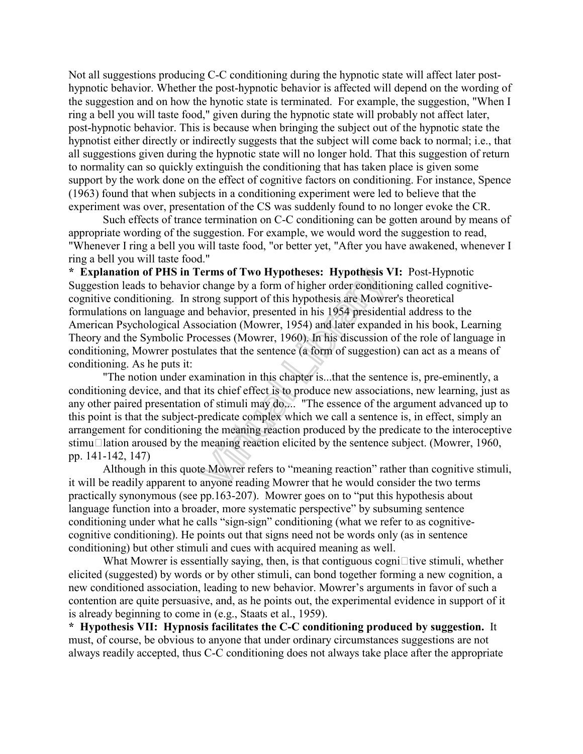Not all suggestions producing C-C conditioning during the hypnotic state will affect later post-hypnotic behavior. Whether the post-hypnotic behavior is affected will depend on the wording of the suggestion and on how the hynotic state is terminated. For example, the suggestion, "When I ring a bell you will taste food," given during the hypnotic state will probably not affect later, post-hypnotic behavior. This is because when bringing the subject out of the hypnotic state the hypnotist either directly or indirectly suggests that the subject will come back to normal; i.e., that all suggestions given during the hypnotic state will no longer hold. That this suggestion of return to normality can so quickly extinguish the conditioning that has taken place is given some support by the work done on the effect of cognitive factors on conditioning. For instance, Spence (1963) found that when subjects in a conditioning experiment were led to believe that the experiment was over, presentation of the CS was suddenly found to no longer evoke the CR.

Such effects of trance termination on C-C conditioning can be gotten around by means of appropriate wording of the suggestion. For example, we would word the suggestion to read, "Whenever I ring a bell you will taste food, "or better yet, "After you have awakened, whenever I ring a bell you will taste food."

**\* Explanation of PHS in Terms of Two Hypotheses: Hypothesis VI:** Post-Hypnotic Suggestion leads to behavior change by a form of higher order conditioning called cognitive-cognitive conditioning. In strong support of this hypothesis are Mowrer's theoretical formulations on language and behavior, presented in his 1954 presidential address to the American Psychological Association (Mowrer, 1954) and later expanded in his book, Learning Theory and the Symbolic Processes (Mowrer, 1960). In his discussion of the role of language in conditioning, Mowrer postulates that the sentence (a form of suggestion) can act as a means of conditioning. As he puts it:

"The notion under examination in this chapter is...that the sentence is, pre-eminently, a conditioning device, and that its chief effect is to produce new associations, new learning, just as any other paired presentation of stimuli may do.... "The essence of the argument advanced up to this point is that the subject-predicate complex which we call a sentence is, in effect, simply an arrangement for conditioning the meaning reaction produced by the predicate to the interoceptive stimulation aroused by the meaning reaction elicited by the sentence subject. (Mowrer, 1960, pp. 141-142, 147)

Although in this quote Mowrer refers to "meaning reaction" rather than cognitive stimuli, it will be readily apparent to anyone reading Mowrer that he would consider the two terms practically synonymous (see pp.163-207). Mowrer goes on to "put this hypothesis about language function into a broader, more systematic perspective" by subsuming sentence conditioning under what he calls "sign-sign" conditioning (what we refer to as cognitive-cognitive conditioning). He points out that signs need not be words only (as in sentence conditioning) but other stimuli and cues with acquired meaning as well.

What Mowrer is essentially saying, then, is that contiguous cognitive stimuli, whether elicited (suggested) by words or by other stimuli, can bond together forming a new cognition, a new conditioned association, leading to new behavior. Mowrer's arguments in favor of such a contention are quite persuasive, and, as he points out, the experimental evidence in support of it is already beginning to come in (e.g., Staats et al., 1959).

**\* Hypothesis VII: Hypnosis facilitates the C-C conditioning produced by suggestion.** It must, of course, be obvious to anyone that under ordinary circumstances suggestions are not always readily accepted, thus C-C conditioning does not always take place after the appropriate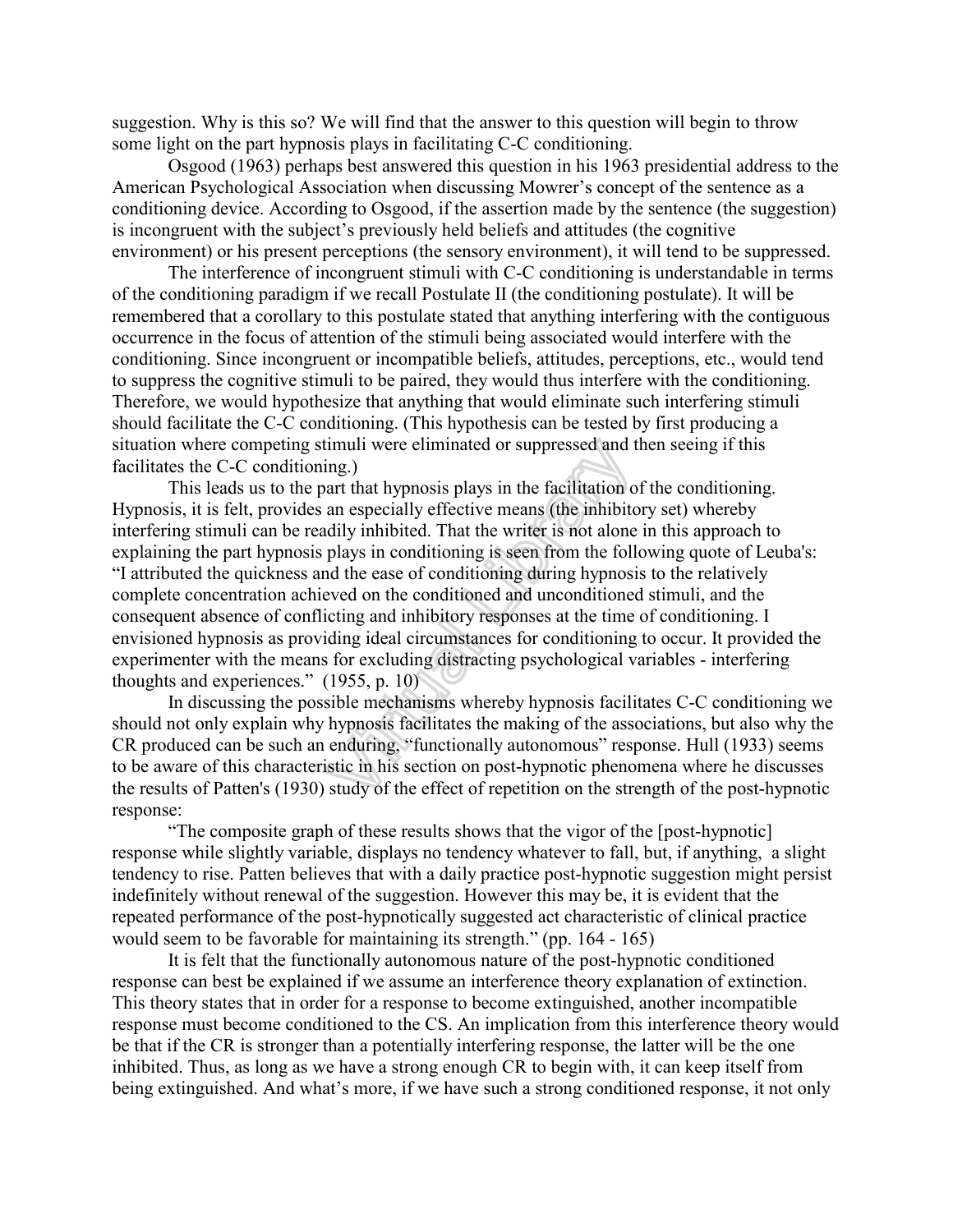suggestion. Why is this so? We will find that the answer to this question will begin to throw some light on the part hypnosis plays in facilitating C-C conditioning.

Osgood (1963) perhaps best answered this question in his 1963 presidential address to the American Psychological Association when discussing Mowrer's concept of the sentence as a conditioning device. According to Osgood, if the assertion made by the sentence (the suggestion) is incongruent with the subject's previously held beliefs and attitudes (the cognitive environment) or his present perceptions (the sensory environment), it will tend to be suppressed.

The interference of incongruent stimuli with C-C conditioning is understandable in terms of the conditioning paradigm if we recall Postulate II (the conditioning postulate). It will be remembered that a corollary to this postulate stated that anything interfering with the contiguous occurrence in the focus of attention of the stimuli being associated would interfere with the conditioning. Since incongruent or incompatible beliefs, attitudes, perceptions, etc., would tend to suppress the cognitive stimuli to be paired, they would thus interfere with the conditioning. Therefore, we would hypothesize that anything that would eliminate such interfering stimuli should facilitate the C-C conditioning. (This hypothesis can be tested by first producing a situation where competing stimuli were eliminated or suppressed and then seeing if this facilitates the C-C conditioning.)

This leads us to the part that hypnosis plays in the facilitation of the conditioning. Hypnosis, it is felt, provides an especially effective means (the inhibitory set) whereby interfering stimuli can be readily inhibited. That the writer is not alone in this approach to explaining the part hypnosis plays in conditioning is seen from the following quote of Leuba's: "I attributed the quickness and the ease of conditioning during hypnosis to the relatively complete concentration achieved on the conditioned and unconditioned stimuli, and the consequent absence of conflicting and inhibitory responses at the time of conditioning. I envisioned hypnosis as providing ideal circumstances for conditioning to occur. It provided the experimenter with the means for excluding distracting psychological variables - interfering thoughts and experiences." (1955, p. 10)

In discussing the possible mechanisms whereby hypnosis facilitates C-C conditioning we should not only explain why hypnosis facilitates the making of the associations, but also why the CR produced can be such an enduring, "functionally autonomous" response. Hull (1933) seems to be aware of this characteristic in his section on post-hypnotic phenomena where he discusses the results of Patten's (1930) study of the effect of repetition on the strength of the post-hypnotic response:

"The composite graph of these results shows that the vigor of the [post-hypnotic] response while slightly variable, displays no tendency whatever to fall, but, if anything, a slight tendency to rise. Patten believes that with a daily practice post-hypnotic suggestion might persist indefinitely without renewal of the suggestion. However this may be, it is evident that the repeated performance of the post-hypnotically suggested act characteristic of clinical practice would seem to be favorable for maintaining its strength." (pp. 164 - 165)

It is felt that the functionally autonomous nature of the post-hypnotic conditioned response can best be explained if we assume an interference theory explanation of extinction. This theory states that in order for a response to become extinguished, another incompatible response must become conditioned to the CS. An implication from this interference theory would be that if the CR is stronger than a potentially interfering response, the latter will be the one inhibited. Thus, as long as we have a strong enough CR to begin with, it can keep itself from being extinguished. And what's more, if we have such a strong conditioned response, it not only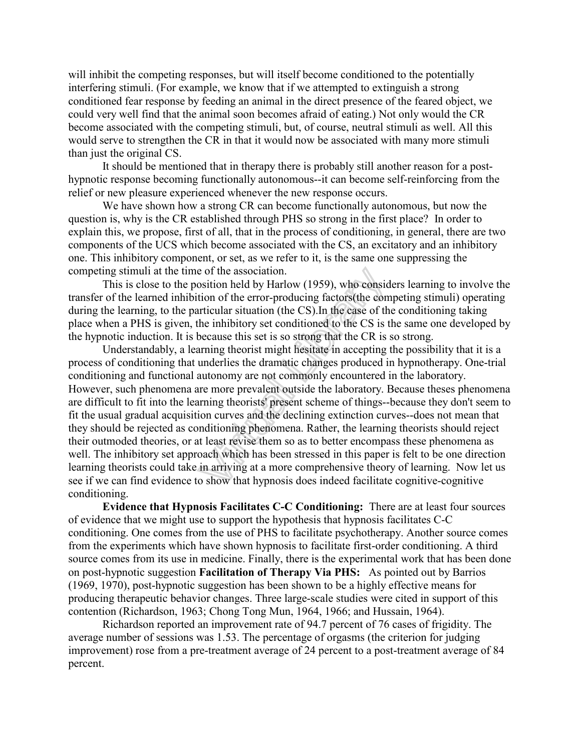will inhibit the competing responses, but will itself become conditioned to the potentially interfering stimuli. (For example, we know that if we attempted to extinguish a strong conditioned fear response by feeding an animal in the direct presence of the feared object, we could very well find that the animal soon becomes afraid of eating.) Not only would the CR become associated with the competing stimuli, but, of course, neutral stimuli as well. All this would serve to strengthen the CR in that it would now be associated with many more stimuli than just the original CS.

It should be mentioned that in therapy there is probably still another reason for a post-hypnotic response becoming functionally autonomous--it can become self-reinforcing from the relief or new pleasure experienced whenever the new response occurs.

We have shown how a strong CR can become functionally autonomous, but now the question is, why is the CR established through PHS so strong in the first place? In order to explain this, we propose, first of all, that in the process of conditioning, in general, there are two components of the UCS which become associated with the CS, an excitatory and an inhibitory one. This inhibitory component, or set, as we refer to it, is the same one suppressing the competing stimuli at the time of the association.

This is close to the position held by Harlow (1959), who considers learning to involve the transfer of the learned inhibition of the error-producing factors(the competing stimuli) operating during the learning, to the particular situation (the CS).In the case of the conditioning taking place when a PHS is given, the inhibitory set conditioned to the CS is the same one developed by the hypnotic induction. It is because this set is so strong that the CR is so strong.

Understandably, a learning theorist might hesitate in accepting the possibility that it is a process of conditioning that underlies the dramatic changes produced in hypnotherapy. One-trial conditioning and functional autonomy are not commonly encountered in the laboratory. However, such phenomena are more prevalent outside the laboratory. Because theses phenomena are difficult to fit into the learning theorists' present scheme of things--because they don't seem to fit the usual gradual acquisition curves and the declining extinction curves--does not mean that they should be rejected as conditioning phenomena. Rather, the learning theorists should reject their outmoded theories, or at least revise them so as to better encompass these phenomena as well. The inhibitory set approach which has been stressed in this paper is felt to be one direction learning theorists could take in arriving at a more comprehensive theory of learning. Now let us see if we can find evidence to show that hypnosis does indeed facilitate cognitive-cognitive conditioning.

**Evidence that Hypnosis Facilitates C-C Conditioning:** There are at least four sources of evidence that we might use to support the hypothesis that hypnosis facilitates C-C conditioning. One comes from the use of PHS to facilitate psychotherapy. Another source comes from the experiments which have shown hypnosis to facilitate first-order conditioning. A third source comes from its use in medicine. Finally, there is the experimental work that has been done on post-hypnotic suggestion **Facilitation of Therapy Via PHS:** As pointed out by Barrios (1969, 1970), post-hypnotic suggestion has been shown to be a highly effective means for producing therapeutic behavior changes. Three large-scale studies were cited in support of this contention (Richardson, 1963; Chong Tong Mun, 1964, 1966; and Hussain, 1964).

Richardson reported an improvement rate of 94.7 percent of 76 cases of frigidity. The average number of sessions was 1.53. The percentage of orgasms (the criterion for judging improvement) rose from a pre-treatment average of 24 percent to a post-treatment average of 84 percent.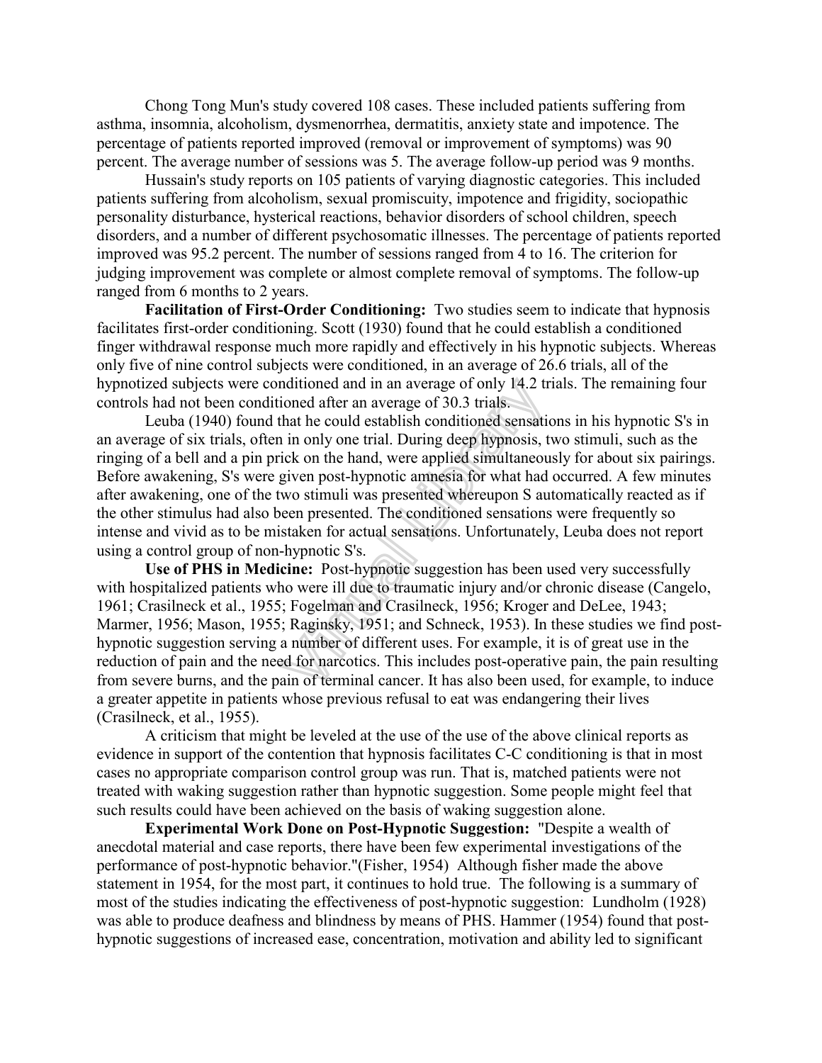Chong Tong Mun's study covered 108 cases. These included patients suffering from asthma, insomnia, alcoholism, dysmenorrhea, dermatitis, anxiety state and impotence. The percentage of patients reported improved (removal or improvement of symptoms) was 90 percent. The average number of sessions was 5. The average follow-up period was 9 months.

Hussain's study reports on 105 patients of varying diagnostic categories. This included patients suffering from alcoholism, sexual promiscuity, impotence and frigidity, sociopathic personality disturbance, hysterical reactions, behavior disorders of school children, speech disorders, and a number of different psychosomatic illnesses. The percentage of patients reported improved was 95.2 percent. The number of sessions ranged from 4 to 16. The criterion for judging improvement was complete or almost complete removal of symptoms. The follow-up ranged from 6 months to 2 years.

**Facilitation of First-Order Conditioning:** Two studies seem to indicate that hypnosis facilitates first-order conditioning. Scott (1930) found that he could establish a conditioned finger withdrawal response much more rapidly and effectively in his hypnotic subjects. Whereas only five of nine control subjects were conditioned, in an average of 26.6 trials, all of the hypnotized subjects were conditioned and in an average of only 14.2 trials. The remaining four controls had not been conditioned after an average of 30.3 trials.

Leuba (1940) found that he could establish conditioned sensations in his hypnotic S's in an average of six trials, often in only one trial. During deep hypnosis, two stimuli, such as the ringing of a bell and a pin prick on the hand, were applied simultaneously for about six pairings. Before awakening, S's were given post-hypnotic amnesia for what had occurred. A few minutes after awakening, one of the two stimuli was presented whereupon S automatically reacted as if the other stimulus had also been presented. The conditioned sensations were frequently so intense and vivid as to be mistaken for actual sensations. Unfortunately, Leuba does not report using a control group of non-hypnotic S's.

**Use of PHS in Medicine:** Post-hypnotic suggestion has been used very successfully with hospitalized patients who were ill due to traumatic injury and/or chronic disease (Cangelo, 1961; Crasilneck et al., 1955; Fogelman and Crasilneck, 1956; Kroger and DeLee, 1943; Marmer, 1956; Mason, 1955; Raginsky, 1951; and Schneck, 1953). In these studies we find post-hypnotic suggestion serving a number of different uses. For example, it is of great use in the reduction of pain and the need for narcotics. This includes post-operative pain, the pain resulting from severe burns, and the pain of terminal cancer. It has also been used, for example, to induce a greater appetite in patients whose previous refusal to eat was endangering their lives (Crasilneck, et al., 1955).

A criticism that might be leveled at the use of the use of the above clinical reports as evidence in support of the contention that hypnosis facilitates C-C conditioning is that in most cases no appropriate comparison control group was run. That is, matched patients were not treated with waking suggestion rather than hypnotic suggestion. Some people might feel that such results could have been achieved on the basis of waking suggestion alone.

**Experimental Work Done on Post-Hypnotic Suggestion:** "Despite a wealth of anecdotal material and case reports, there have been few experimental investigations of the performance of post-hypnotic behavior."(Fisher, 1954) Although fisher made the above statement in 1954, for the most part, it continues to hold true. The following is a summary of most of the studies indicating the effectiveness of post-hypnotic suggestion: Lundholm (1928) was able to produce deafness and blindness by means of PHS. Hammer (1954) found that post-hypnotic suggestions of increased ease, concentration, motivation and ability led to significant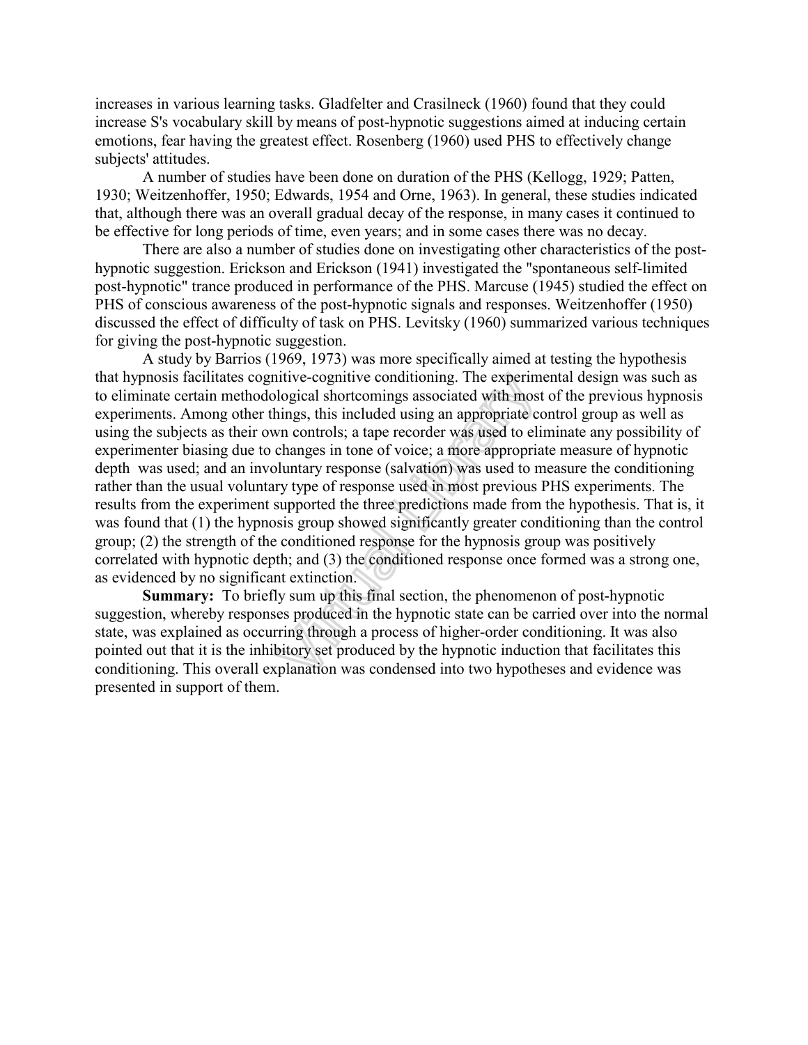increases in various learning tasks. Gladfelter and Crasilneck (1960) found that they could increase S's vocabulary skill by means of post-hypnotic suggestions aimed at inducing certain emotions, fear having the greatest effect. Rosenberg (1960) used PHS to effectively change subjects' attitudes.

A number of studies have been done on duration of the PHS (Kellogg, 1929; Patten, 1930; Weitzenhoffer, 1950; Edwards, 1954 and Orne, 1963). In general, these studies indicated that, although there was an overall gradual decay of the response, in many cases it continued to be effective for long periods of time, even years; and in some cases there was no decay.

There are also a number of studies done on investigating other characteristics of the post-hypnotic suggestion. Erickson and Erickson (1941) investigated the "spontaneous self-limited post-hypnotic" trance produced in performance of the PHS. Marcuse (1945) studied the effect on PHS of conscious awareness of the post-hypnotic signals and responses. Weitzenhoffer (1950) discussed the effect of difficulty of task on PHS. Levitsky (1960) summarized various techniques for giving the post-hypnotic suggestion.

A study by Barrios (1969, 1973) was more specifically aimed at testing the hypothesis that hypnosis facilitates cognitive-cognitive conditioning. The experimental design was such as to eliminate certain methodological shortcomings associated with most of the previous hypnosis experiments. Among other things, this included using an appropriate control group as well as using the subjects as their own controls; a tape recorder was used to eliminate any possibility of experimenter biasing due to changes in tone of voice; a more appropriate measure of hypnotic depth was used; and an involuntary response (salvation) was used to measure the conditioning rather than the usual voluntary type of response used in most previous PHS experiments. The results from the experiment supported the three predictions made from the hypothesis. That is, it was found that (1) the hypnosis group showed significantly greater conditioning than the control group; (2) the strength of the conditioned response for the hypnosis group was positively correlated with hypnotic depth; and (3) the conditioned response once formed was a strong one, as evidenced by no significant extinction.

**Summary:** To briefly sum up this final section, the phenomenon of post-hypnotic suggestion, whereby responses produced in the hypnotic state can be carried over into the normal state, was explained as occurring through a process of higher-order conditioning. It was also pointed out that it is the inhibitory set produced by the hypnotic induction that facilitates this conditioning. This overall explanation was condensed into two hypotheses and evidence was presented in support of them.